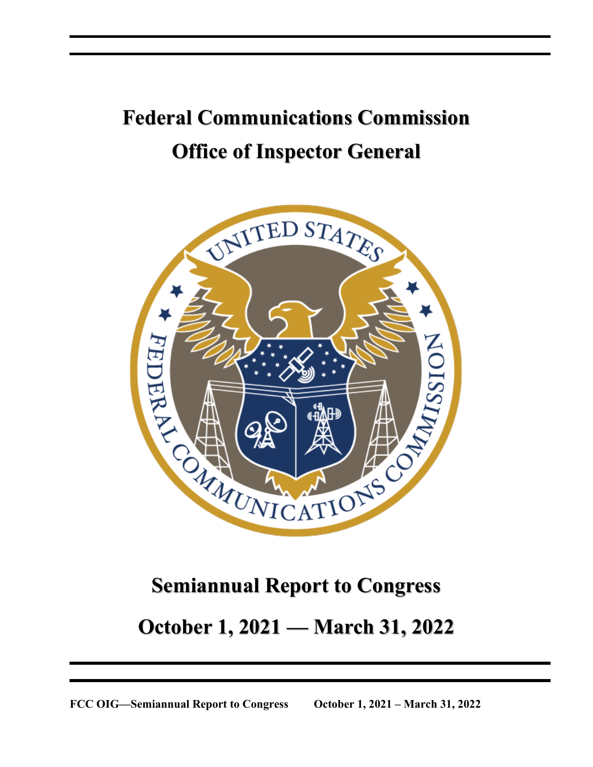# Federal Communications Commission

# Office of Inspector General

# Semiannual Report to Congress

# October 1, 2021 — March 31, 2022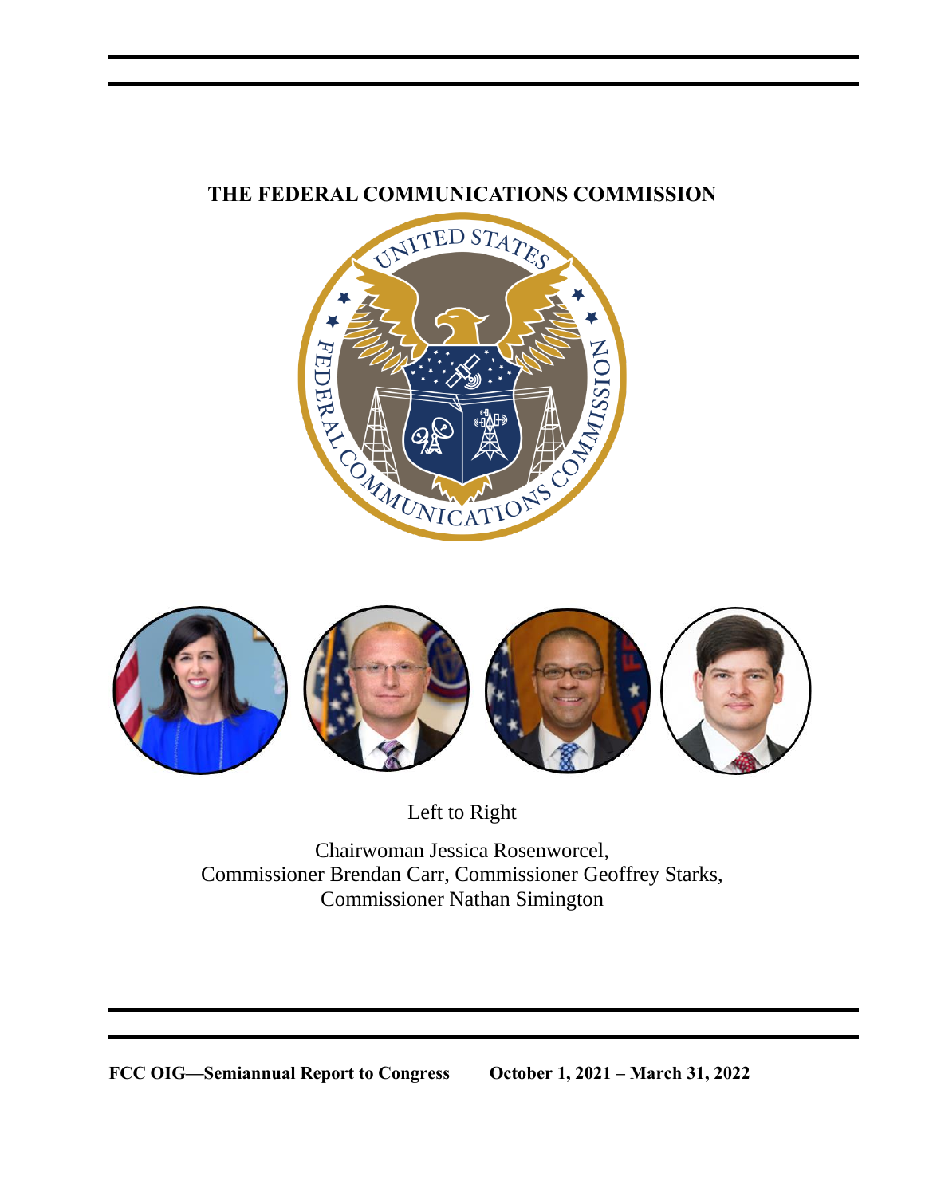# THE FEDERAL COMMUNICATIONS COMMISSION

Left to Right

Chairwoman Jessica Rosenworcel,
Commissioner Brendan Carr, Commissioner Geoffrey Starks,
Commissioner Nathan Simington

**FCC OIG—Semiannual Report to Congress** **October 1, 2021 – March 31, 2022**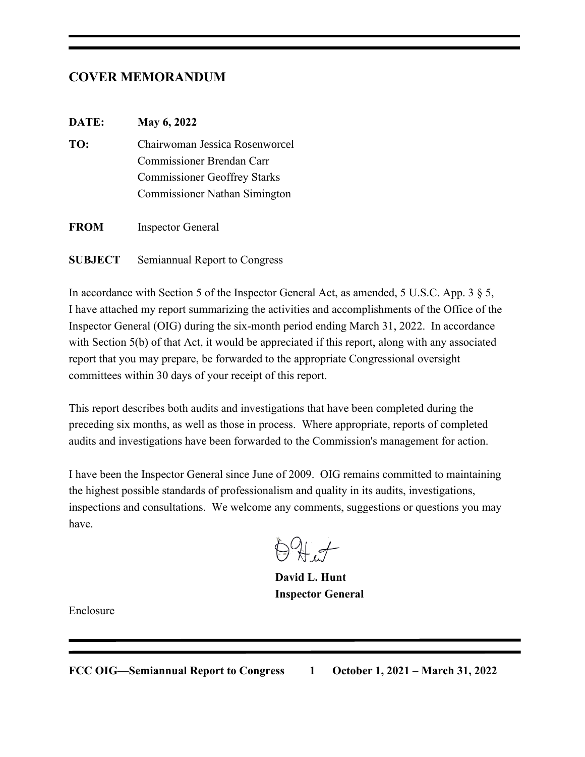## COVER MEMORANDUM

**DATE:** **May 6, 2022**

**TO:** Chairwoman Jessica Rosenworcel
Commissioner Brendan Carr
Commissioner Geoffrey Starks
Commissioner Nathan Simington

**FROM** Inspector General

**SUBJECT** Semiannual Report to Congress

In accordance with Section 5 of the Inspector General Act, as amended, 5 U.S.C. App. 3 § 5, I have attached my report summarizing the activities and accomplishments of the Office of the Inspector General (OIG) during the six-month period ending March 31, 2022. In accordance with Section 5(b) of that Act, it would be appreciated if this report, along with any associated report that you may prepare, be forwarded to the appropriate Congressional oversight committees within 30 days of your receipt of this report.

This report describes both audits and investigations that have been completed during the preceding six months, as well as those in process. Where appropriate, reports of completed audits and investigations have been forwarded to the Commission's management for action.

I have been the Inspector General since June of 2009. OIG remains committed to maintaining the highest possible standards of professionalism and quality in its audits, investigations, inspections and consultations. We welcome any comments, suggestions or questions you may have.

**David L. Hunt**
**Inspector General**

Enclosure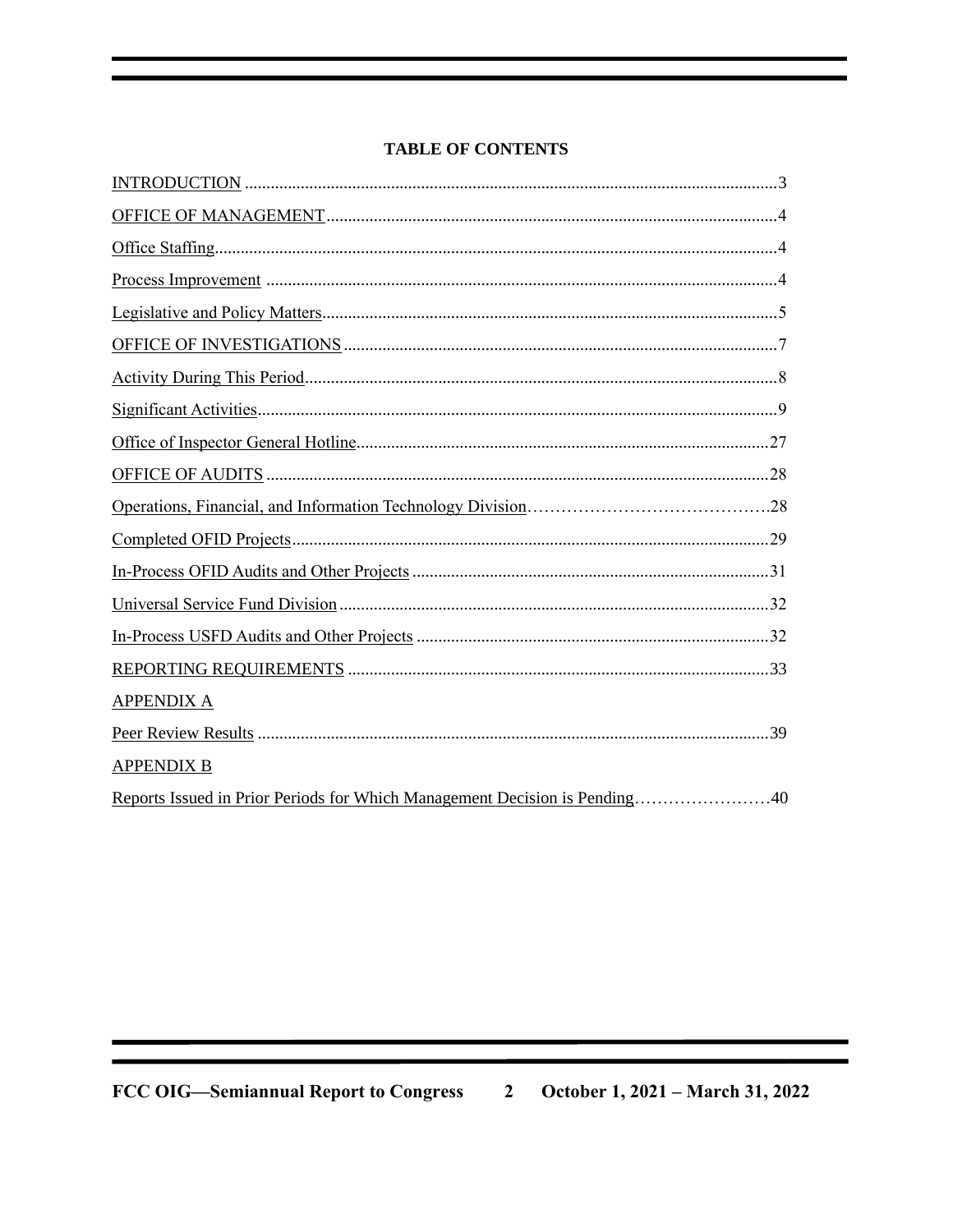**TABLE OF CONTENTS**

INTRODUCTION ........................................................................................................................3

OFFICE OF MANAGEMENT .....................................................................................................4

Office Staffing...............................................................................................................................4

Process Improvement ..................................................................................................................4

Legislative and Policy Matters.....................................................................................................5

OFFICE OF INVESTIGATIONS .................................................................................................7

Activity During This Period..........................................................................................................8

Significant Activities.....................................................................................................................9

Office of Inspector General Hotline.............................................................................................27

OFFICE OF AUDITS .................................................................................................................28

Operations, Financial, and Information Technology Division.......................................................28

Completed OFID Projects...........................................................................................................29

In-Process OFID Audits and Other Projects ...............................................................................31

Universal Service Fund Division ................................................................................................32

In-Process USFD Audits and Other Projects ..............................................................................32

REPORTING REQUIREMENTS ..............................................................................................33

APPENDIX A

Peer Review Results ...................................................................................................................39

APPENDIX B

Reports Issued in Prior Periods for Which Management Decision is Pending......................40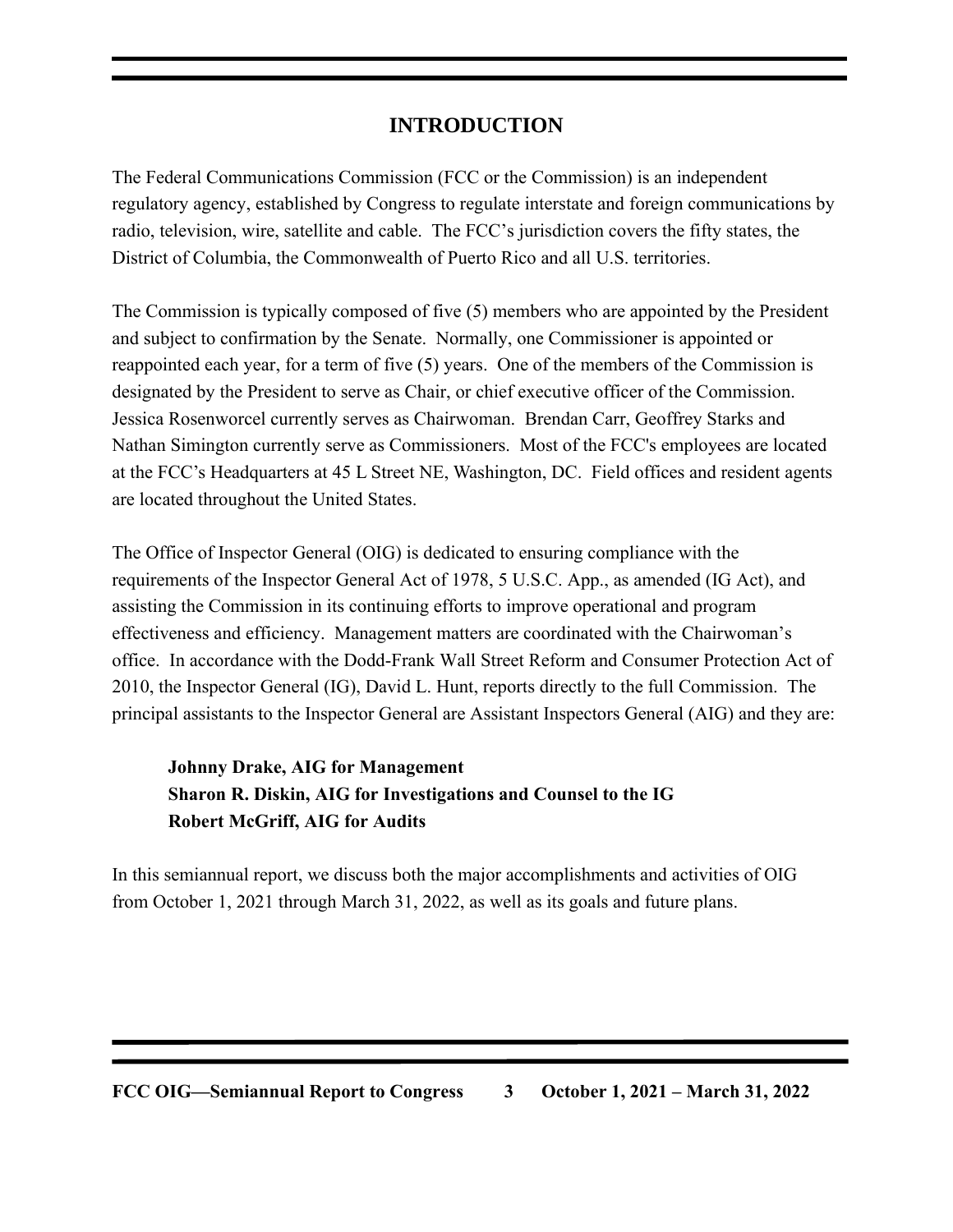# INTRODUCTION

The Federal Communications Commission (FCC or the Commission) is an independent regulatory agency, established by Congress to regulate interstate and foreign communications by radio, television, wire, satellite and cable. The FCC's jurisdiction covers the fifty states, the District of Columbia, the Commonwealth of Puerto Rico and all U.S. territories.

The Commission is typically composed of five (5) members who are appointed by the President and subject to confirmation by the Senate. Normally, one Commissioner is appointed or reappointed each year, for a term of five (5) years. One of the members of the Commission is designated by the President to serve as Chair, or chief executive officer of the Commission. Jessica Rosenworcel currently serves as Chairwoman. Brendan Carr, Geoffrey Starks and Nathan Simington currently serve as Commissioners. Most of the FCC's employees are located at the FCC's Headquarters at 45 L Street NE, Washington, DC. Field offices and resident agents are located throughout the United States.

The Office of Inspector General (OIG) is dedicated to ensuring compliance with the requirements of the Inspector General Act of 1978, 5 U.S.C. App., as amended (IG Act), and assisting the Commission in its continuing efforts to improve operational and program effectiveness and efficiency. Management matters are coordinated with the Chairwoman's office. In accordance with the Dodd-Frank Wall Street Reform and Consumer Protection Act of 2010, the Inspector General (IG), David L. Hunt, reports directly to the full Commission. The principal assistants to the Inspector General are Assistant Inspectors General (AIG) and they are:

**Johnny Drake, AIG for Management**
**Sharon R. Diskin, AIG for Investigations and Counsel to the IG**
**Robert McGriff, AIG for Audits**

In this semiannual report, we discuss both the major accomplishments and activities of OIG from October 1, 2021 through March 31, 2022, as well as its goals and future plans.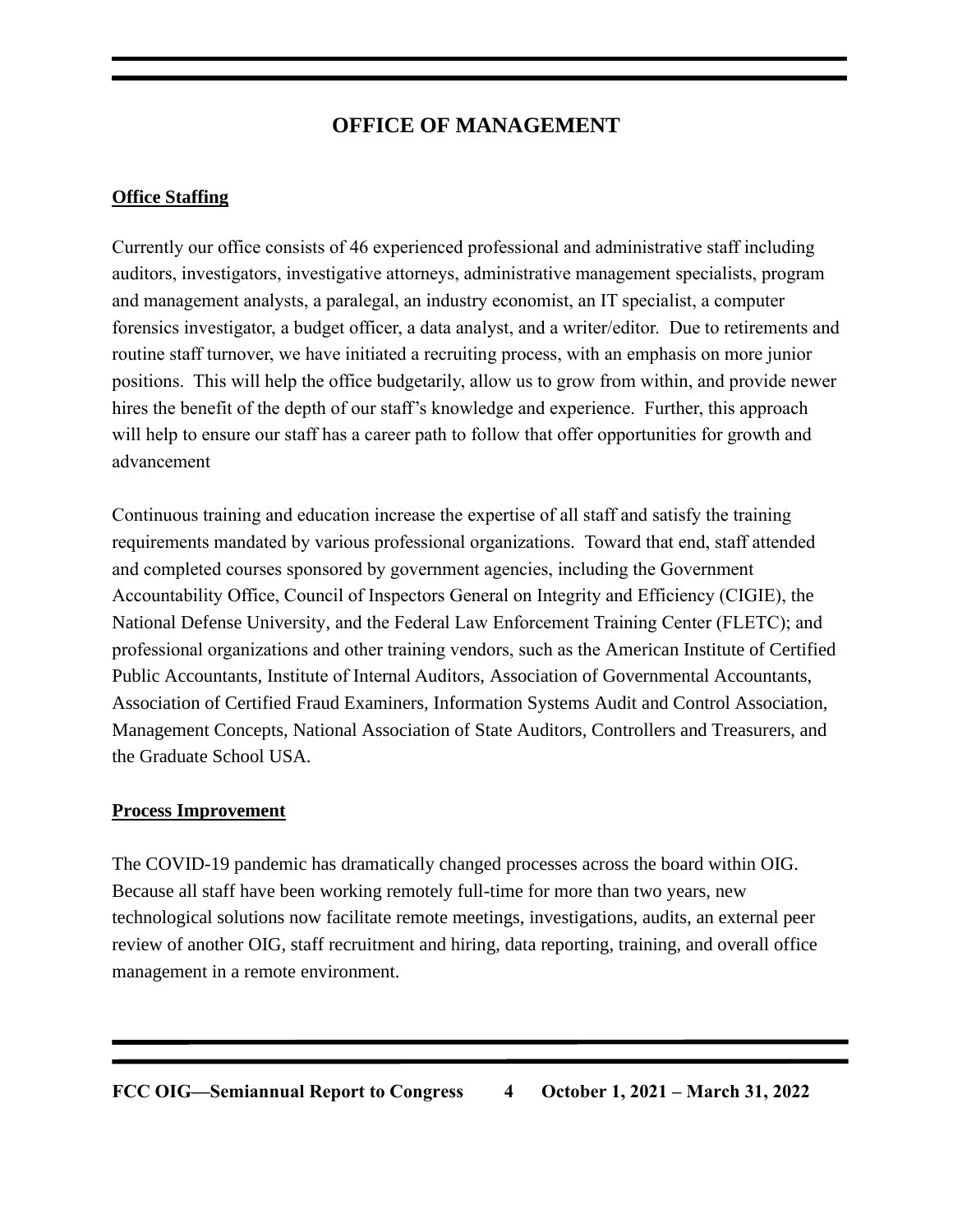# OFFICE OF MANAGEMENT

**Office Staffing**

Currently our office consists of 46 experienced professional and administrative staff including auditors, investigators, investigative attorneys, administrative management specialists, program and management analysts, a paralegal, an industry economist, an IT specialist, a computer forensics investigator, a budget officer, a data analyst, and a writer/editor. Due to retirements and routine staff turnover, we have initiated a recruiting process, with an emphasis on more junior positions. This will help the office budgetarily, allow us to grow from within, and provide newer hires the benefit of the depth of our staff's knowledge and experience. Further, this approach will help to ensure our staff has a career path to follow that offer opportunities for growth and advancement

Continuous training and education increase the expertise of all staff and satisfy the training requirements mandated by various professional organizations. Toward that end, staff attended and completed courses sponsored by government agencies, including the Government Accountability Office, Council of Inspectors General on Integrity and Efficiency (CIGIE), the National Defense University, and the Federal Law Enforcement Training Center (FLETC); and professional organizations and other training vendors, such as the American Institute of Certified Public Accountants, Institute of Internal Auditors, Association of Governmental Accountants, Association of Certified Fraud Examiners, Information Systems Audit and Control Association, Management Concepts, National Association of State Auditors, Controllers and Treasurers, and the Graduate School USA.

**Process Improvement**

The COVID-19 pandemic has dramatically changed processes across the board within OIG. Because all staff have been working remotely full-time for more than two years, new technological solutions now facilitate remote meetings, investigations, audits, an external peer review of another OIG, staff recruitment and hiring, data reporting, training, and overall office management in a remote environment.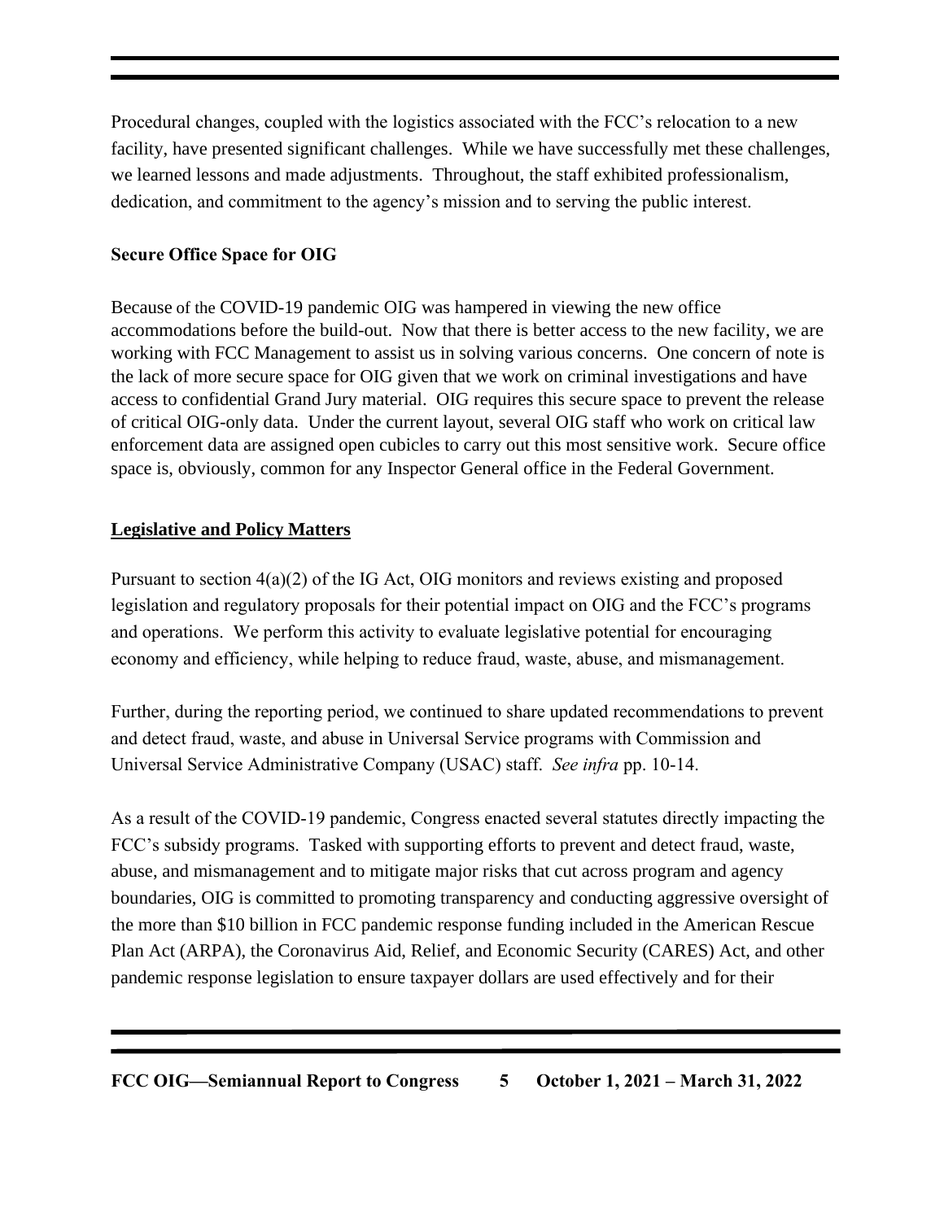Procedural changes, coupled with the logistics associated with the FCC's relocation to a new facility, have presented significant challenges. While we have successfully met these challenges, we learned lessons and made adjustments. Throughout, the staff exhibited professionalism, dedication, and commitment to the agency's mission and to serving the public interest.

**Secure Office Space for OIG**

Because of the COVID-19 pandemic OIG was hampered in viewing the new office accommodations before the build-out. Now that there is better access to the new facility, we are working with FCC Management to assist us in solving various concerns. One concern of note is the lack of more secure space for OIG given that we work on criminal investigations and have access to confidential Grand Jury material. OIG requires this secure space to prevent the release of critical OIG-only data. Under the current layout, several OIG staff who work on critical law enforcement data are assigned open cubicles to carry out this most sensitive work. Secure office space is, obviously, common for any Inspector General office in the Federal Government.

## Legislative and Policy Matters

Pursuant to section 4(a)(2) of the IG Act, OIG monitors and reviews existing and proposed legislation and regulatory proposals for their potential impact on OIG and the FCC's programs and operations. We perform this activity to evaluate legislative potential for encouraging economy and efficiency, while helping to reduce fraud, waste, abuse, and mismanagement.

Further, during the reporting period, we continued to share updated recommendations to prevent and detect fraud, waste, and abuse in Universal Service programs with Commission and Universal Service Administrative Company (USAC) staff. *See infra* pp. 10-14.

As a result of the COVID-19 pandemic, Congress enacted several statutes directly impacting the FCC's subsidy programs. Tasked with supporting efforts to prevent and detect fraud, waste, abuse, and mismanagement and to mitigate major risks that cut across program and agency boundaries, OIG is committed to promoting transparency and conducting aggressive oversight of the more than $10 billion in FCC pandemic response funding included in the American Rescue Plan Act (ARPA), the Coronavirus Aid, Relief, and Economic Security (CARES) Act, and other pandemic response legislation to ensure taxpayer dollars are used effectively and for their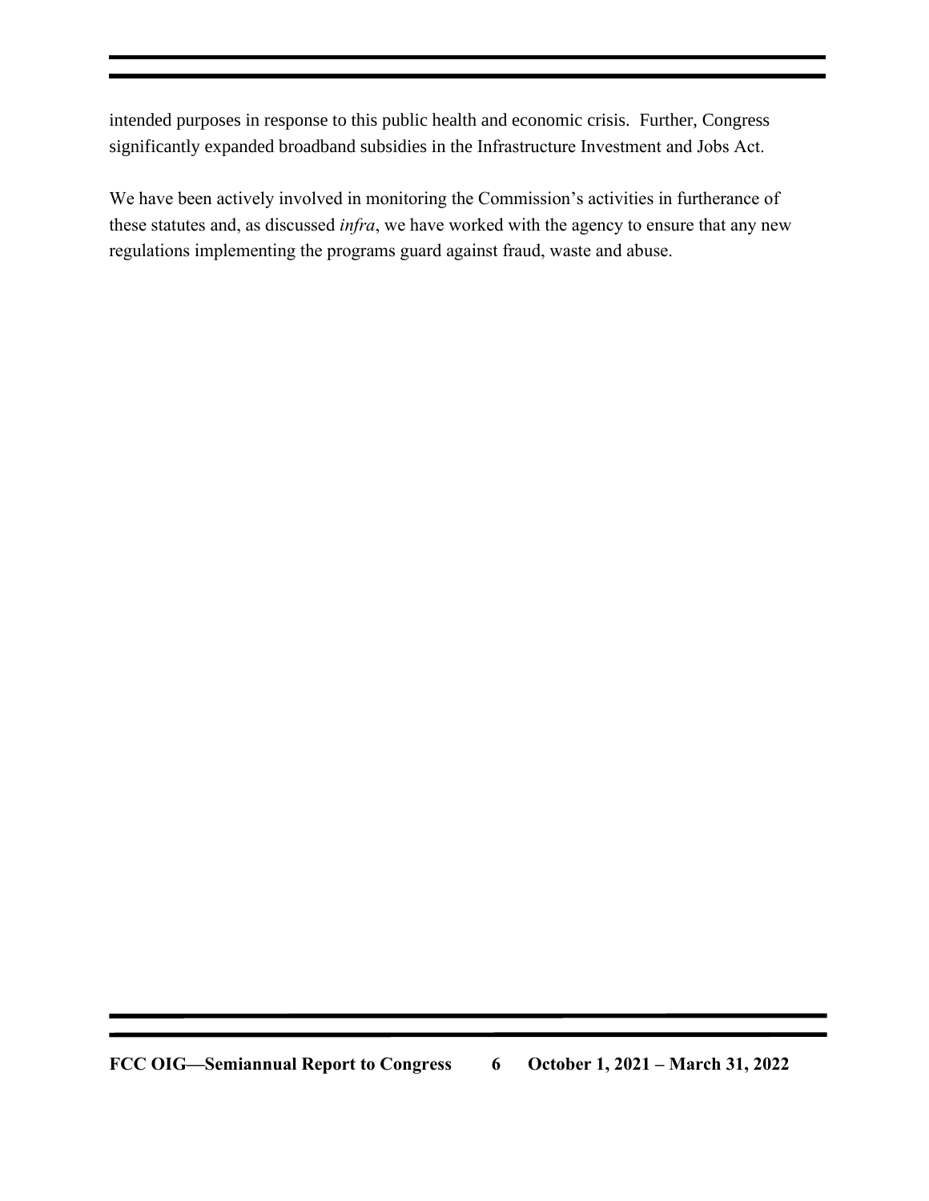intended purposes in response to this public health and economic crisis. Further, Congress significantly expanded broadband subsidies in the Infrastructure Investment and Jobs Act.

We have been actively involved in monitoring the Commission's activities in furtherance of these statutes and, as discussed *infra*, we have worked with the agency to ensure that any new regulations implementing the programs guard against fraud, waste and abuse.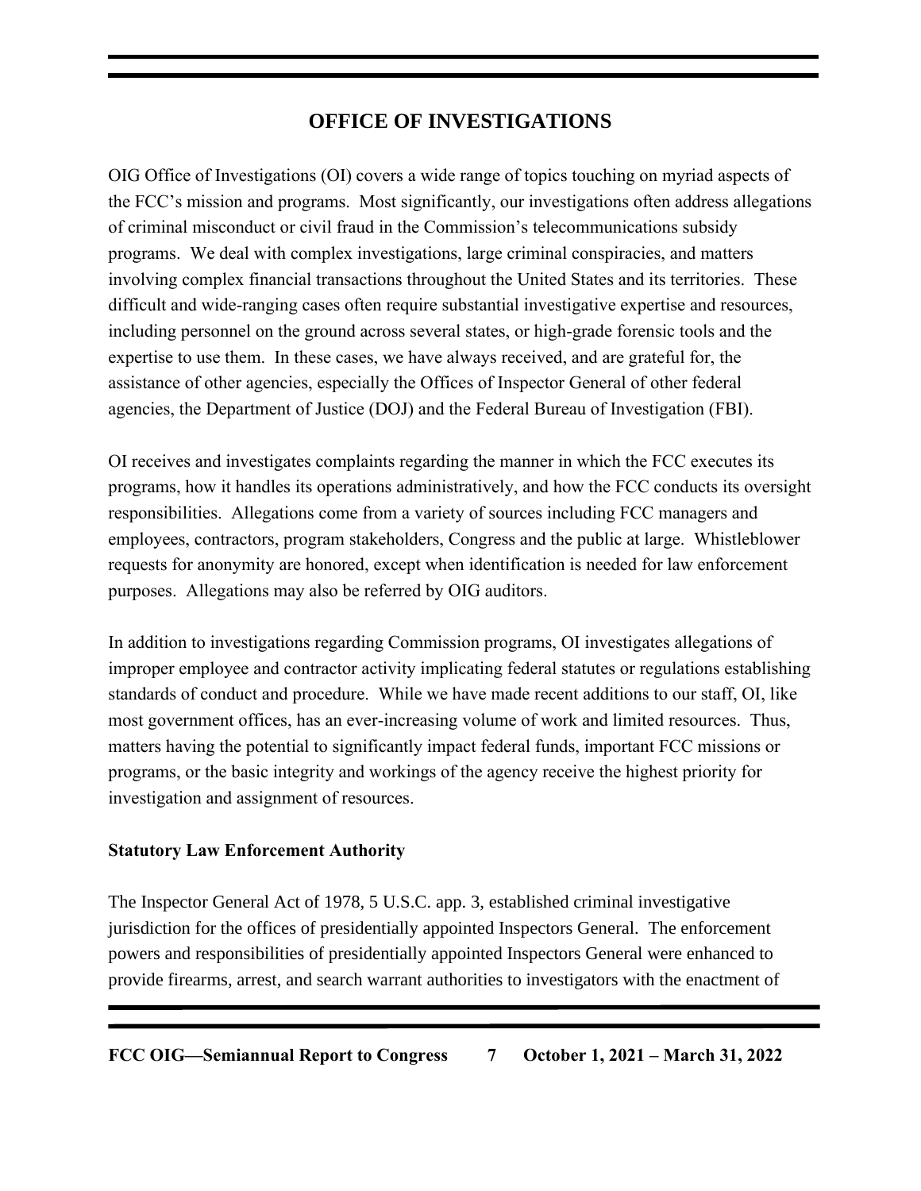# OFFICE OF INVESTIGATIONS

OIG Office of Investigations (OI) covers a wide range of topics touching on myriad aspects of the FCC's mission and programs. Most significantly, our investigations often address allegations of criminal misconduct or civil fraud in the Commission's telecommunications subsidy programs. We deal with complex investigations, large criminal conspiracies, and matters involving complex financial transactions throughout the United States and its territories. These difficult and wide-ranging cases often require substantial investigative expertise and resources, including personnel on the ground across several states, or high-grade forensic tools and the expertise to use them. In these cases, we have always received, and are grateful for, the assistance of other agencies, especially the Offices of Inspector General of other federal agencies, the Department of Justice (DOJ) and the Federal Bureau of Investigation (FBI).

OI receives and investigates complaints regarding the manner in which the FCC executes its programs, how it handles its operations administratively, and how the FCC conducts its oversight responsibilities. Allegations come from a variety of sources including FCC managers and employees, contractors, program stakeholders, Congress and the public at large. Whistleblower requests for anonymity are honored, except when identification is needed for law enforcement purposes. Allegations may also be referred by OIG auditors.

In addition to investigations regarding Commission programs, OI investigates allegations of improper employee and contractor activity implicating federal statutes or regulations establishing standards of conduct and procedure. While we have made recent additions to our staff, OI, like most government offices, has an ever-increasing volume of work and limited resources. Thus, matters having the potential to significantly impact federal funds, important FCC missions or programs, or the basic integrity and workings of the agency receive the highest priority for investigation and assignment of resources.

**Statutory Law Enforcement Authority**

The Inspector General Act of 1978, 5 U.S.C. app. 3, established criminal investigative jurisdiction for the offices of presidentially appointed Inspectors General. The enforcement powers and responsibilities of presidentially appointed Inspectors General were enhanced to provide firearms, arrest, and search warrant authorities to investigators with the enactment of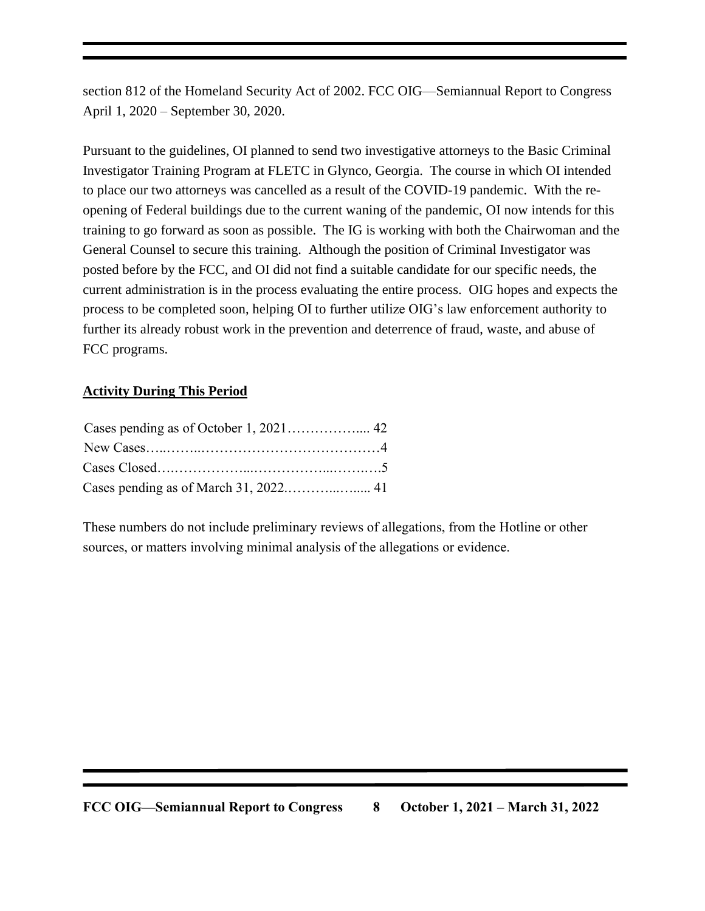section 812 of the Homeland Security Act of 2002. FCC OIG—Semiannual Report to Congress April 1, 2020 – September 30, 2020.

Pursuant to the guidelines, OI planned to send two investigative attorneys to the Basic Criminal Investigator Training Program at FLETC in Glynco, Georgia. The course in which OI intended to place our two attorneys was cancelled as a result of the COVID-19 pandemic. With the re-opening of Federal buildings due to the current waning of the pandemic, OI now intends for this training to go forward as soon as possible. The IG is working with both the Chairwoman and the General Counsel to secure this training. Although the position of Criminal Investigator was posted before by the FCC, and OI did not find a suitable candidate for our specific needs, the current administration is in the process evaluating the entire process. OIG hopes and expects the process to be completed soon, helping OI to further utilize OIG's law enforcement authority to further its already robust work in the prevention and deterrence of fraud, waste, and abuse of FCC programs.

**Activity During This Period**

Cases pending as of October 1, 2021……………..... 42
New Cases…..……..…………………….……………4
Cases Closed….……………...……………...…….….5
Cases pending as of March 31, 2022.………...…..... 41

These numbers do not include preliminary reviews of allegations, from the Hotline or other sources, or matters involving minimal analysis of the allegations or evidence.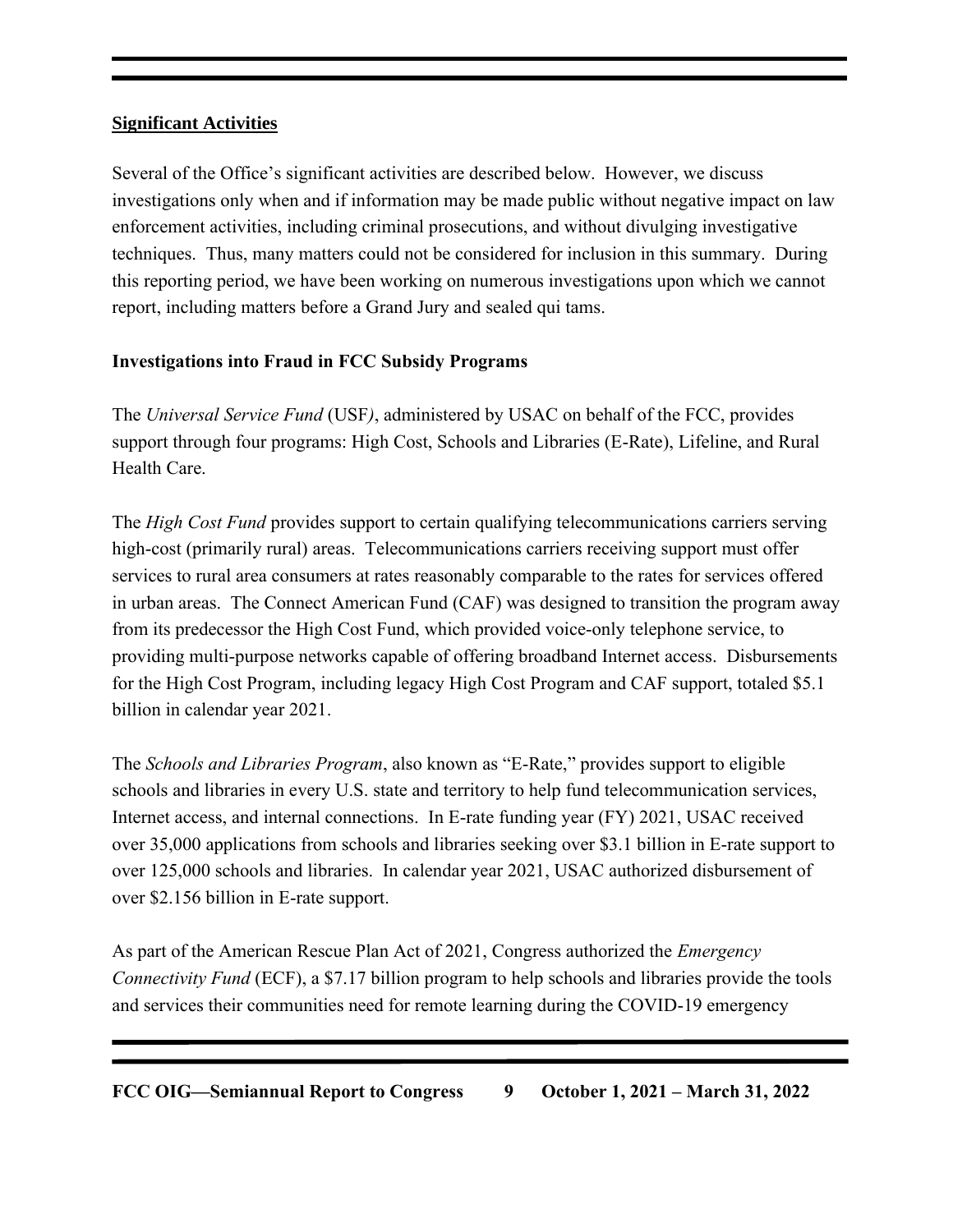## Significant Activities

Several of the Office's significant activities are described below. However, we discuss investigations only when and if information may be made public without negative impact on law enforcement activities, including criminal prosecutions, and without divulging investigative techniques. Thus, many matters could not be considered for inclusion in this summary. During this reporting period, we have been working on numerous investigations upon which we cannot report, including matters before a Grand Jury and sealed qui tams.

### Investigations into Fraud in FCC Subsidy Programs

The *Universal Service Fund* (USF*)*, administered by USAC on behalf of the FCC, provides support through four programs: High Cost, Schools and Libraries (E-Rate), Lifeline, and Rural Health Care.

The *High Cost Fund* provides support to certain qualifying telecommunications carriers serving high-cost (primarily rural) areas. Telecommunications carriers receiving support must offer services to rural area consumers at rates reasonably comparable to the rates for services offered in urban areas. The Connect American Fund (CAF) was designed to transition the program away from its predecessor the High Cost Fund, which provided voice-only telephone service, to providing multi-purpose networks capable of offering broadband Internet access. Disbursements for the High Cost Program, including legacy High Cost Program and CAF support, totaled $5.1 billion in calendar year 2021.

The *Schools and Libraries Program*, also known as "E-Rate," provides support to eligible schools and libraries in every U.S. state and territory to help fund telecommunication services, Internet access, and internal connections. In E-rate funding year (FY) 2021, USAC received over 35,000 applications from schools and libraries seeking over $3.1 billion in E-rate support to over 125,000 schools and libraries. In calendar year 2021, USAC authorized disbursement of over $2.156 billion in E-rate support.

As part of the American Rescue Plan Act of 2021, Congress authorized the *Emergency Connectivity Fund* (ECF), a $7.17 billion program to help schools and libraries provide the tools and services their communities need for remote learning during the COVID-19 emergency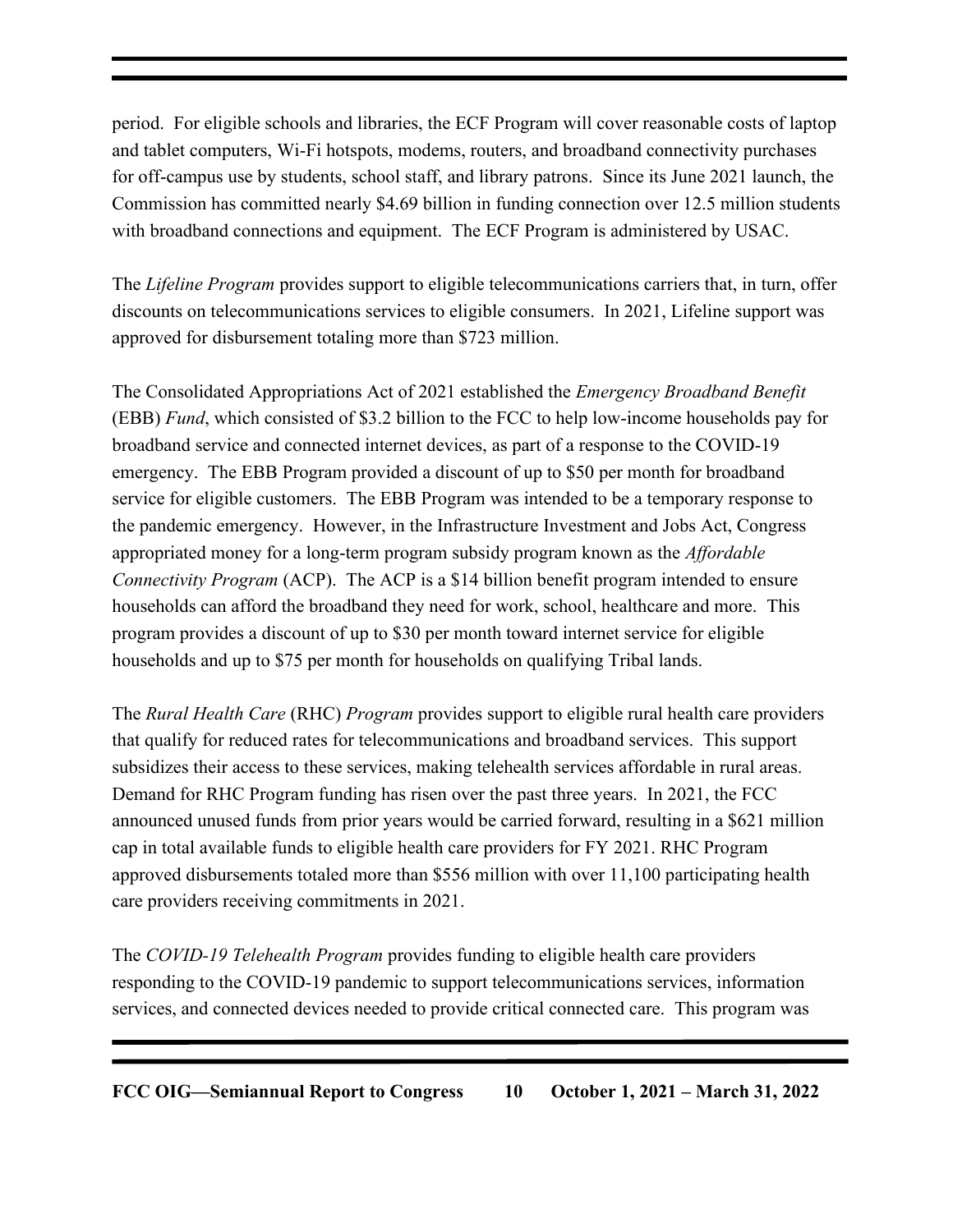period. For eligible schools and libraries, the ECF Program will cover reasonable costs of laptop and tablet computers, Wi-Fi hotspots, modems, routers, and broadband connectivity purchases for off-campus use by students, school staff, and library patrons. Since its June 2021 launch, the Commission has committed nearly $4.69 billion in funding connection over 12.5 million students with broadband connections and equipment. The ECF Program is administered by USAC.

The *Lifeline Program* provides support to eligible telecommunications carriers that, in turn, offer discounts on telecommunications services to eligible consumers. In 2021, Lifeline support was approved for disbursement totaling more than $723 million.

The Consolidated Appropriations Act of 2021 established the *Emergency Broadband Benefit* (EBB) *Fund*, which consisted of $3.2 billion to the FCC to help low-income households pay for broadband service and connected internet devices, as part of a response to the COVID-19 emergency. The EBB Program provided a discount of up to $50 per month for broadband service for eligible customers. The EBB Program was intended to be a temporary response to the pandemic emergency. However, in the Infrastructure Investment and Jobs Act, Congress appropriated money for a long-term program subsidy program known as the *Affordable Connectivity Program* (ACP). The ACP is a $14 billion benefit program intended to ensure households can afford the broadband they need for work, school, healthcare and more. This program provides a discount of up to $30 per month toward internet service for eligible households and up to $75 per month for households on qualifying Tribal lands.

The *Rural Health Care* (RHC) *Program* provides support to eligible rural health care providers that qualify for reduced rates for telecommunications and broadband services. This support subsidizes their access to these services, making telehealth services affordable in rural areas. Demand for RHC Program funding has risen over the past three years. In 2021, the FCC announced unused funds from prior years would be carried forward, resulting in a $621 million cap in total available funds to eligible health care providers for FY 2021. RHC Program approved disbursements totaled more than $556 million with over 11,100 participating health care providers receiving commitments in 2021.

The *COVID-19 Telehealth Program* provides funding to eligible health care providers responding to the COVID-19 pandemic to support telecommunications services, information services, and connected devices needed to provide critical connected care. This program was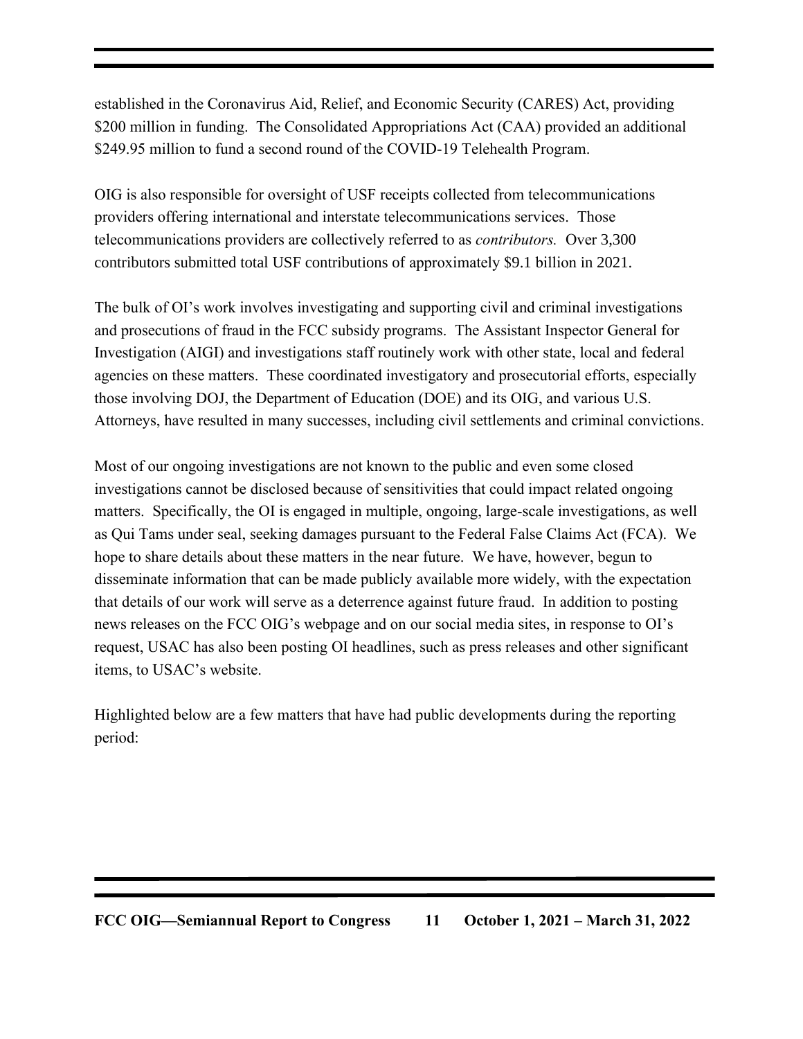established in the Coronavirus Aid, Relief, and Economic Security (CARES) Act, providing $200 million in funding. The Consolidated Appropriations Act (CAA) provided an additional $249.95 million to fund a second round of the COVID-19 Telehealth Program.

OIG is also responsible for oversight of USF receipts collected from telecommunications providers offering international and interstate telecommunications services. Those telecommunications providers are collectively referred to as *contributors.* Over 3,300 contributors submitted total USF contributions of approximately $9.1 billion in 2021.

The bulk of OI's work involves investigating and supporting civil and criminal investigations and prosecutions of fraud in the FCC subsidy programs. The Assistant Inspector General for Investigation (AIGI) and investigations staff routinely work with other state, local and federal agencies on these matters. These coordinated investigatory and prosecutorial efforts, especially those involving DOJ, the Department of Education (DOE) and its OIG, and various U.S. Attorneys, have resulted in many successes, including civil settlements and criminal convictions.

Most of our ongoing investigations are not known to the public and even some closed investigations cannot be disclosed because of sensitivities that could impact related ongoing matters. Specifically, the OI is engaged in multiple, ongoing, large-scale investigations, as well as Qui Tams under seal, seeking damages pursuant to the Federal False Claims Act (FCA). We hope to share details about these matters in the near future. We have, however, begun to disseminate information that can be made publicly available more widely, with the expectation that details of our work will serve as a deterrence against future fraud. In addition to posting news releases on the FCC OIG's webpage and on our social media sites, in response to OI's request, USAC has also been posting OI headlines, such as press releases and other significant items, to USAC's website.

Highlighted below are a few matters that have had public developments during the reporting period: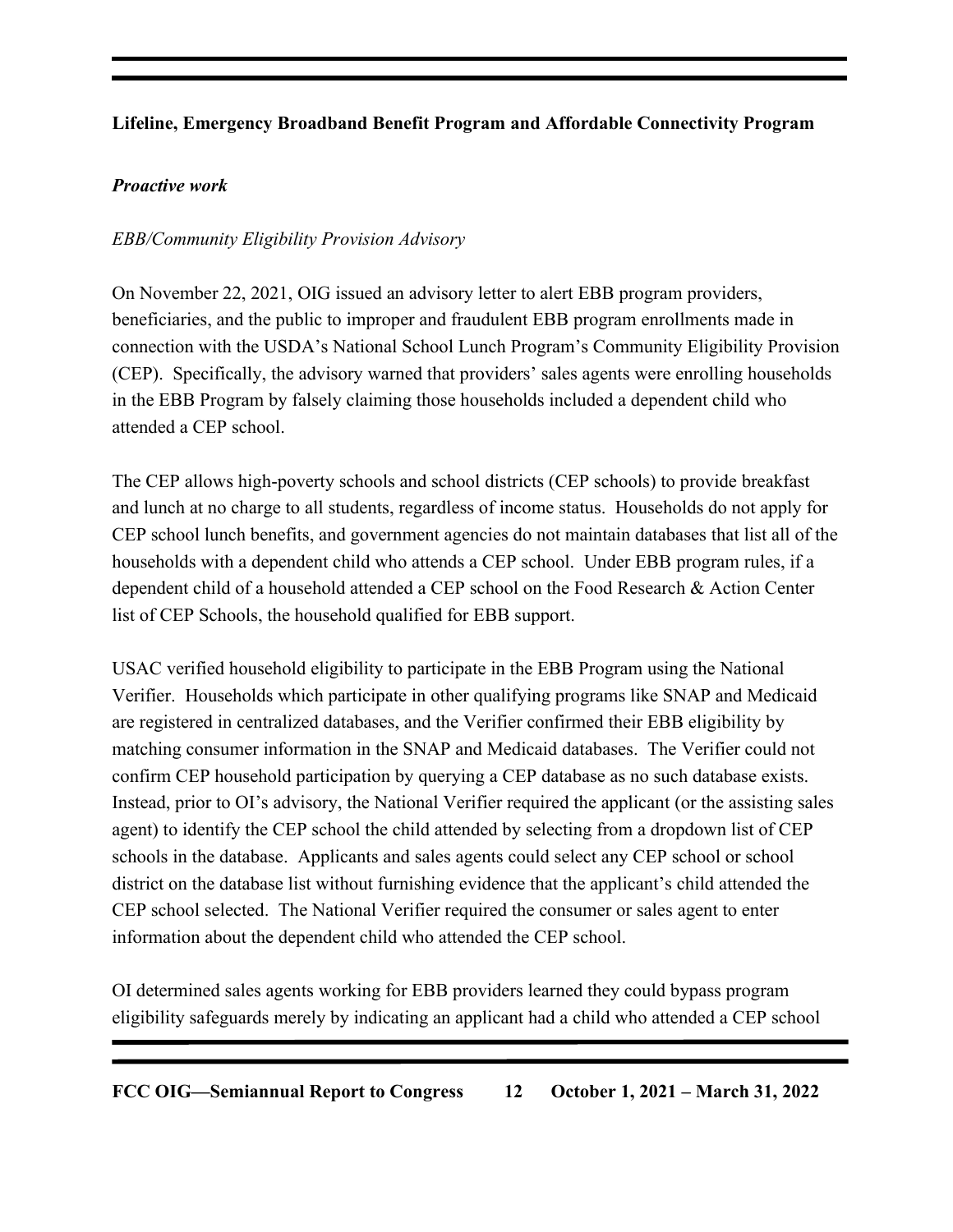## Lifeline, Emergency Broadband Benefit Program and Affordable Connectivity Program

### *Proactive work*

*EBB/Community Eligibility Provision Advisory*

On November 22, 2021, OIG issued an advisory letter to alert EBB program providers, beneficiaries, and the public to improper and fraudulent EBB program enrollments made in connection with the USDA's National School Lunch Program's Community Eligibility Provision (CEP). Specifically, the advisory warned that providers' sales agents were enrolling households in the EBB Program by falsely claiming those households included a dependent child who attended a CEP school.

The CEP allows high-poverty schools and school districts (CEP schools) to provide breakfast and lunch at no charge to all students, regardless of income status. Households do not apply for CEP school lunch benefits, and government agencies do not maintain databases that list all of the households with a dependent child who attends a CEP school. Under EBB program rules, if a dependent child of a household attended a CEP school on the Food Research & Action Center list of CEP Schools, the household qualified for EBB support.

USAC verified household eligibility to participate in the EBB Program using the National Verifier. Households which participate in other qualifying programs like SNAP and Medicaid are registered in centralized databases, and the Verifier confirmed their EBB eligibility by matching consumer information in the SNAP and Medicaid databases. The Verifier could not confirm CEP household participation by querying a CEP database as no such database exists. Instead, prior to OI's advisory, the National Verifier required the applicant (or the assisting sales agent) to identify the CEP school the child attended by selecting from a dropdown list of CEP schools in the database. Applicants and sales agents could select any CEP school or school district on the database list without furnishing evidence that the applicant's child attended the CEP school selected. The National Verifier required the consumer or sales agent to enter information about the dependent child who attended the CEP school.

OI determined sales agents working for EBB providers learned they could bypass program eligibility safeguards merely by indicating an applicant had a child who attended a CEP school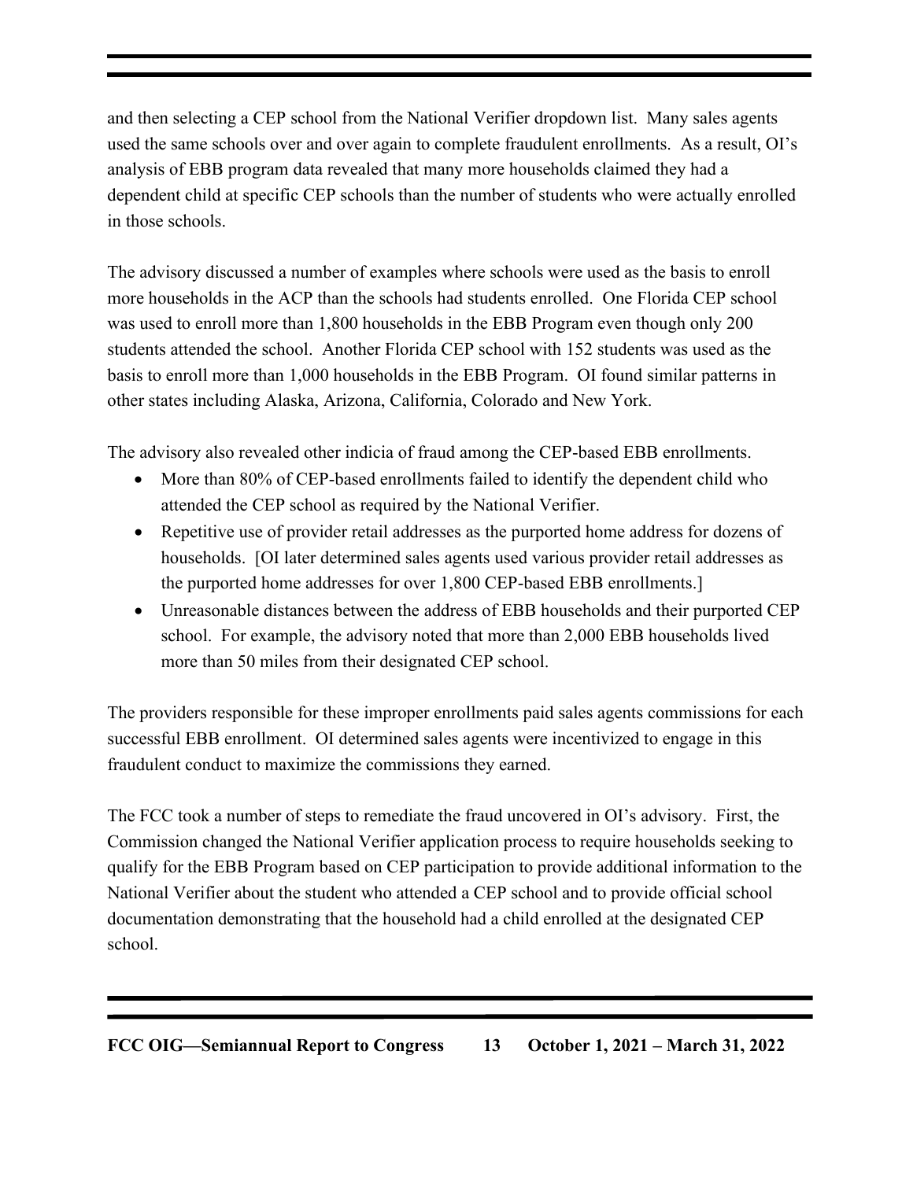and then selecting a CEP school from the National Verifier dropdown list. Many sales agents used the same schools over and over again to complete fraudulent enrollments. As a result, OI's analysis of EBB program data revealed that many more households claimed they had a dependent child at specific CEP schools than the number of students who were actually enrolled in those schools.

The advisory discussed a number of examples where schools were used as the basis to enroll more households in the ACP than the schools had students enrolled. One Florida CEP school was used to enroll more than 1,800 households in the EBB Program even though only 200 students attended the school. Another Florida CEP school with 152 students was used as the basis to enroll more than 1,000 households in the EBB Program. OI found similar patterns in other states including Alaska, Arizona, California, Colorado and New York.

The advisory also revealed other indicia of fraud among the CEP-based EBB enrollments.

- More than 80% of CEP-based enrollments failed to identify the dependent child who attended the CEP school as required by the National Verifier.
- Repetitive use of provider retail addresses as the purported home address for dozens of households. [OI later determined sales agents used various provider retail addresses as the purported home addresses for over 1,800 CEP-based EBB enrollments.]
- Unreasonable distances between the address of EBB households and their purported CEP school. For example, the advisory noted that more than 2,000 EBB households lived more than 50 miles from their designated CEP school.

The providers responsible for these improper enrollments paid sales agents commissions for each successful EBB enrollment. OI determined sales agents were incentivized to engage in this fraudulent conduct to maximize the commissions they earned.

The FCC took a number of steps to remediate the fraud uncovered in OI's advisory. First, the Commission changed the National Verifier application process to require households seeking to qualify for the EBB Program based on CEP participation to provide additional information to the National Verifier about the student who attended a CEP school and to provide official school documentation demonstrating that the household had a child enrolled at the designated CEP school.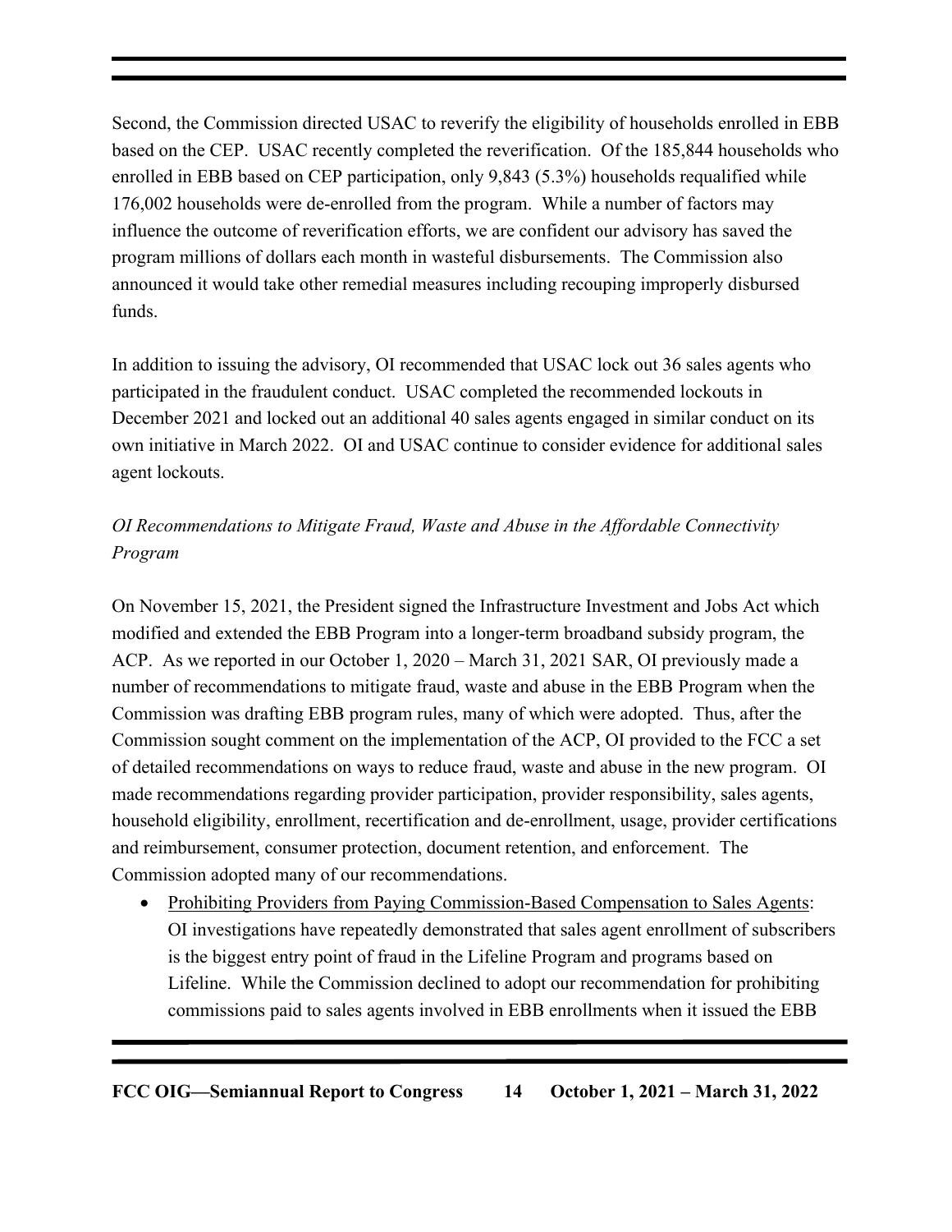Second, the Commission directed USAC to reverify the eligibility of households enrolled in EBB based on the CEP. USAC recently completed the reverification. Of the 185,844 households who enrolled in EBB based on CEP participation, only 9,843 (5.3%) households requalified while 176,002 households were de-enrolled from the program. While a number of factors may influence the outcome of reverification efforts, we are confident our advisory has saved the program millions of dollars each month in wasteful disbursements. The Commission also announced it would take other remedial measures including recouping improperly disbursed funds.

In addition to issuing the advisory, OI recommended that USAC lock out 36 sales agents who participated in the fraudulent conduct. USAC completed the recommended lockouts in December 2021 and locked out an additional 40 sales agents engaged in similar conduct on its own initiative in March 2022. OI and USAC continue to consider evidence for additional sales agent lockouts.

*OI Recommendations to Mitigate Fraud, Waste and Abuse in the Affordable Connectivity Program*

On November 15, 2021, the President signed the Infrastructure Investment and Jobs Act which modified and extended the EBB Program into a longer-term broadband subsidy program, the ACP. As we reported in our October 1, 2020 – March 31, 2021 SAR, OI previously made a number of recommendations to mitigate fraud, waste and abuse in the EBB Program when the Commission was drafting EBB program rules, many of which were adopted. Thus, after the Commission sought comment on the implementation of the ACP, OI provided to the FCC a set of detailed recommendations on ways to reduce fraud, waste and abuse in the new program. OI made recommendations regarding provider participation, provider responsibility, sales agents, household eligibility, enrollment, recertification and de-enrollment, usage, provider certifications and reimbursement, consumer protection, document retention, and enforcement. The Commission adopted many of our recommendations.

- <u>Prohibiting Providers from Paying Commission-Based Compensation to Sales Agents</u>: OI investigations have repeatedly demonstrated that sales agent enrollment of subscribers is the biggest entry point of fraud in the Lifeline Program and programs based on Lifeline. While the Commission declined to adopt our recommendation for prohibiting commissions paid to sales agents involved in EBB enrollments when it issued the EBB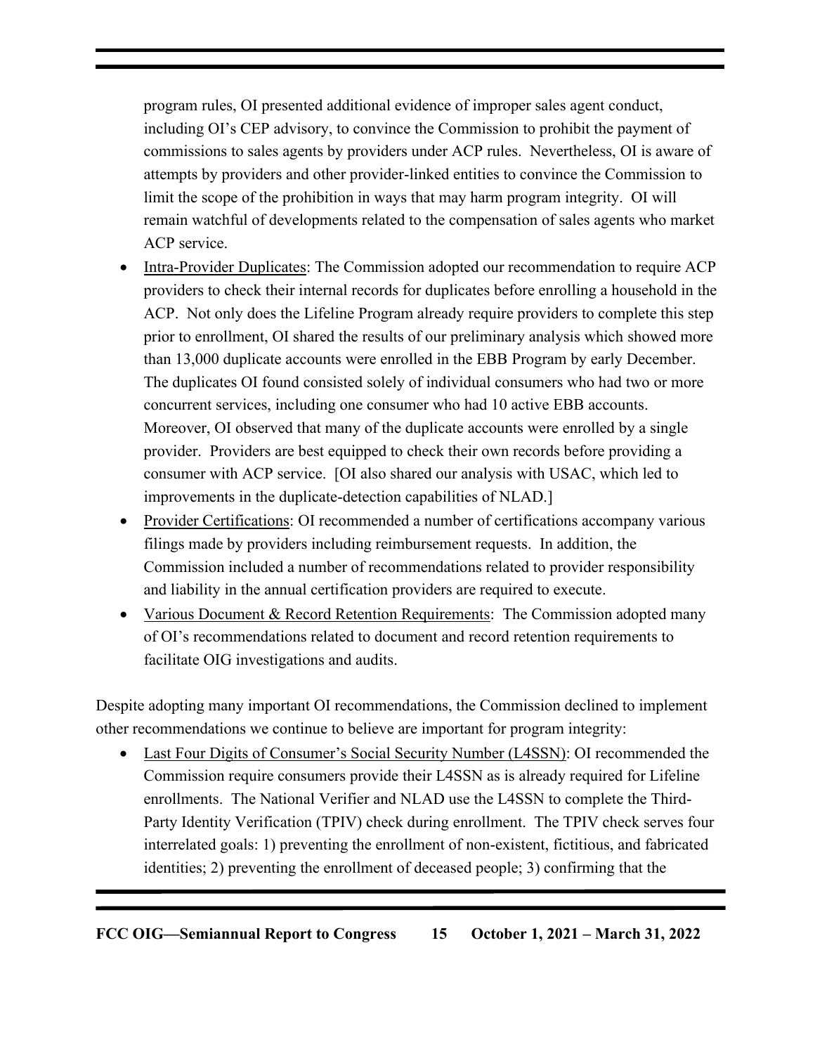program rules, OI presented additional evidence of improper sales agent conduct, including OI's CEP advisory, to convince the Commission to prohibit the payment of commissions to sales agents by providers under ACP rules. Nevertheless, OI is aware of attempts by providers and other provider-linked entities to convince the Commission to limit the scope of the prohibition in ways that may harm program integrity. OI will remain watchful of developments related to the compensation of sales agents who market ACP service.

- Intra-Provider Duplicates: The Commission adopted our recommendation to require ACP providers to check their internal records for duplicates before enrolling a household in the ACP. Not only does the Lifeline Program already require providers to complete this step prior to enrollment, OI shared the results of our preliminary analysis which showed more than 13,000 duplicate accounts were enrolled in the EBB Program by early December. The duplicates OI found consisted solely of individual consumers who had two or more concurrent services, including one consumer who had 10 active EBB accounts. Moreover, OI observed that many of the duplicate accounts were enrolled by a single provider. Providers are best equipped to check their own records before providing a consumer with ACP service. [OI also shared our analysis with USAC, which led to improvements in the duplicate-detection capabilities of NLAD.]
- Provider Certifications: OI recommended a number of certifications accompany various filings made by providers including reimbursement requests. In addition, the Commission included a number of recommendations related to provider responsibility and liability in the annual certification providers are required to execute.
- Various Document & Record Retention Requirements: The Commission adopted many of OI's recommendations related to document and record retention requirements to facilitate OIG investigations and audits.

Despite adopting many important OI recommendations, the Commission declined to implement other recommendations we continue to believe are important for program integrity:

- Last Four Digits of Consumer's Social Security Number (L4SSN): OI recommended the Commission require consumers provide their L4SSN as is already required for Lifeline enrollments. The National Verifier and NLAD use the L4SSN to complete the Third-Party Identity Verification (TPIV) check during enrollment. The TPIV check serves four interrelated goals: 1) preventing the enrollment of non-existent, fictitious, and fabricated identities; 2) preventing the enrollment of deceased people; 3) confirming that the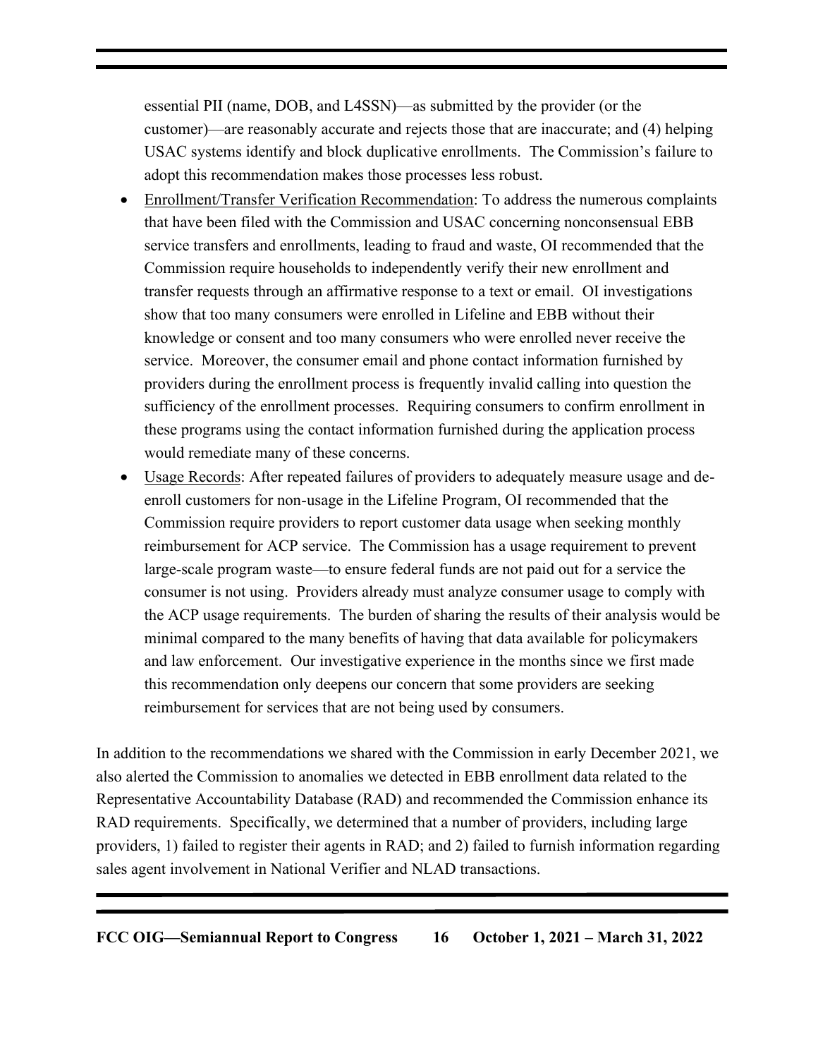essential PII (name, DOB, and L4SSN)—as submitted by the provider (or the customer)—are reasonably accurate and rejects those that are inaccurate; and (4) helping USAC systems identify and block duplicative enrollments. The Commission's failure to adopt this recommendation makes those processes less robust.

- Enrollment/Transfer Verification Recommendation: To address the numerous complaints that have been filed with the Commission and USAC concerning nonconsensual EBB service transfers and enrollments, leading to fraud and waste, OI recommended that the Commission require households to independently verify their new enrollment and transfer requests through an affirmative response to a text or email. OI investigations show that too many consumers were enrolled in Lifeline and EBB without their knowledge or consent and too many consumers who were enrolled never receive the service. Moreover, the consumer email and phone contact information furnished by providers during the enrollment process is frequently invalid calling into question the sufficiency of the enrollment processes. Requiring consumers to confirm enrollment in these programs using the contact information furnished during the application process would remediate many of these concerns.
- Usage Records: After repeated failures of providers to adequately measure usage and de-enroll customers for non-usage in the Lifeline Program, OI recommended that the Commission require providers to report customer data usage when seeking monthly reimbursement for ACP service. The Commission has a usage requirement to prevent large-scale program waste—to ensure federal funds are not paid out for a service the consumer is not using. Providers already must analyze consumer usage to comply with the ACP usage requirements. The burden of sharing the results of their analysis would be minimal compared to the many benefits of having that data available for policymakers and law enforcement. Our investigative experience in the months since we first made this recommendation only deepens our concern that some providers are seeking reimbursement for services that are not being used by consumers.

In addition to the recommendations we shared with the Commission in early December 2021, we also alerted the Commission to anomalies we detected in EBB enrollment data related to the Representative Accountability Database (RAD) and recommended the Commission enhance its RAD requirements. Specifically, we determined that a number of providers, including large providers, 1) failed to register their agents in RAD; and 2) failed to furnish information regarding sales agent involvement in National Verifier and NLAD transactions.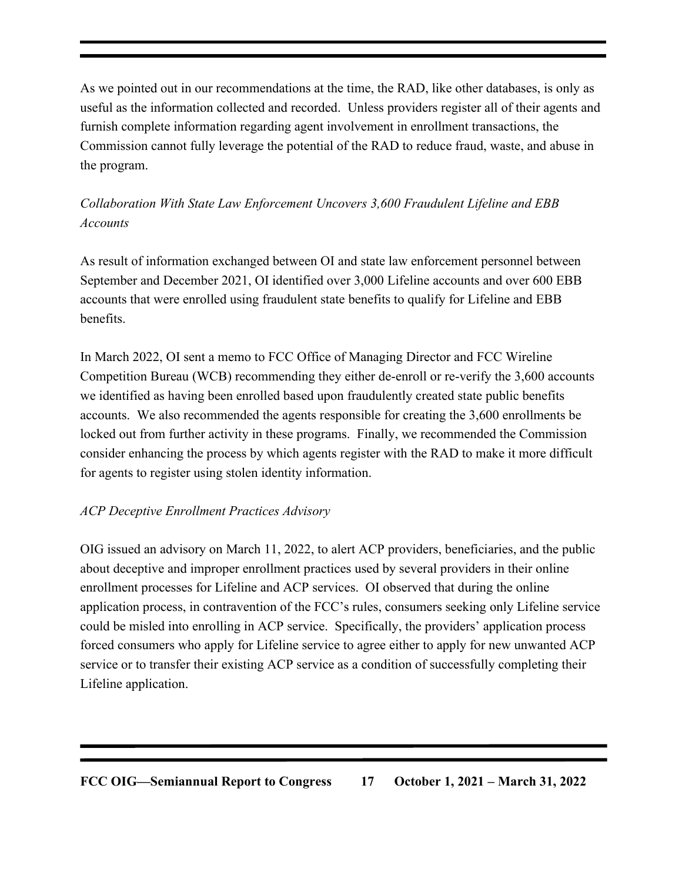As we pointed out in our recommendations at the time, the RAD, like other databases, is only as useful as the information collected and recorded. Unless providers register all of their agents and furnish complete information regarding agent involvement in enrollment transactions, the Commission cannot fully leverage the potential of the RAD to reduce fraud, waste, and abuse in the program.

*Collaboration With State Law Enforcement Uncovers 3,600 Fraudulent Lifeline and EBB Accounts*

As result of information exchanged between OI and state law enforcement personnel between September and December 2021, OI identified over 3,000 Lifeline accounts and over 600 EBB accounts that were enrolled using fraudulent state benefits to qualify for Lifeline and EBB benefits.

In March 2022, OI sent a memo to FCC Office of Managing Director and FCC Wireline Competition Bureau (WCB) recommending they either de-enroll or re-verify the 3,600 accounts we identified as having been enrolled based upon fraudulently created state public benefits accounts. We also recommended the agents responsible for creating the 3,600 enrollments be locked out from further activity in these programs. Finally, we recommended the Commission consider enhancing the process by which agents register with the RAD to make it more difficult for agents to register using stolen identity information.

*ACP Deceptive Enrollment Practices Advisory*

OIG issued an advisory on March 11, 2022, to alert ACP providers, beneficiaries, and the public about deceptive and improper enrollment practices used by several providers in their online enrollment processes for Lifeline and ACP services. OI observed that during the online application process, in contravention of the FCC's rules, consumers seeking only Lifeline service could be misled into enrolling in ACP service. Specifically, the providers' application process forced consumers who apply for Lifeline service to agree either to apply for new unwanted ACP service or to transfer their existing ACP service as a condition of successfully completing their Lifeline application.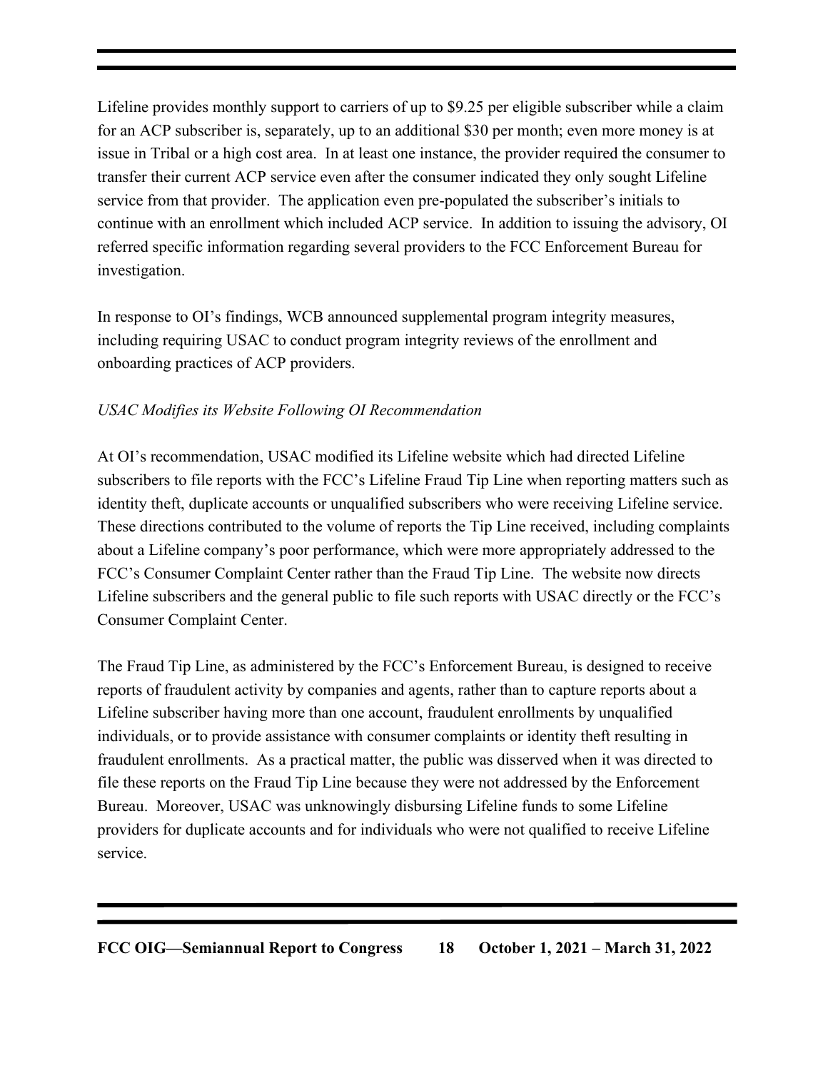Lifeline provides monthly support to carriers of up to $9.25 per eligible subscriber while a claim for an ACP subscriber is, separately, up to an additional $30 per month; even more money is at issue in Tribal or a high cost area. In at least one instance, the provider required the consumer to transfer their current ACP service even after the consumer indicated they only sought Lifeline service from that provider. The application even pre-populated the subscriber's initials to continue with an enrollment which included ACP service. In addition to issuing the advisory, OI referred specific information regarding several providers to the FCC Enforcement Bureau for investigation.

In response to OI's findings, WCB announced supplemental program integrity measures, including requiring USAC to conduct program integrity reviews of the enrollment and onboarding practices of ACP providers.

*USAC Modifies its Website Following OI Recommendation*

At OI's recommendation, USAC modified its Lifeline website which had directed Lifeline subscribers to file reports with the FCC's Lifeline Fraud Tip Line when reporting matters such as identity theft, duplicate accounts or unqualified subscribers who were receiving Lifeline service. These directions contributed to the volume of reports the Tip Line received, including complaints about a Lifeline company's poor performance, which were more appropriately addressed to the FCC's Consumer Complaint Center rather than the Fraud Tip Line. The website now directs Lifeline subscribers and the general public to file such reports with USAC directly or the FCC's Consumer Complaint Center.

The Fraud Tip Line, as administered by the FCC's Enforcement Bureau, is designed to receive reports of fraudulent activity by companies and agents, rather than to capture reports about a Lifeline subscriber having more than one account, fraudulent enrollments by unqualified individuals, or to provide assistance with consumer complaints or identity theft resulting in fraudulent enrollments. As a practical matter, the public was disserved when it was directed to file these reports on the Fraud Tip Line because they were not addressed by the Enforcement Bureau. Moreover, USAC was unknowingly disbursing Lifeline funds to some Lifeline providers for duplicate accounts and for individuals who were not qualified to receive Lifeline service.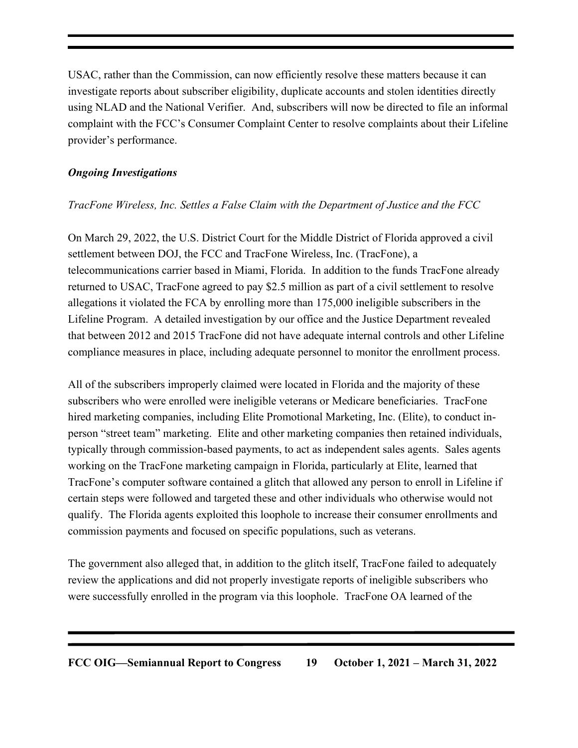USAC, rather than the Commission, can now efficiently resolve these matters because it can investigate reports about subscriber eligibility, duplicate accounts and stolen identities directly using NLAD and the National Verifier. And, subscribers will now be directed to file an informal complaint with the FCC's Consumer Complaint Center to resolve complaints about their Lifeline provider's performance.

### *Ongoing Investigations*

*TracFone Wireless, Inc. Settles a False Claim with the Department of Justice and the FCC*

On March 29, 2022, the U.S. District Court for the Middle District of Florida approved a civil settlement between DOJ, the FCC and TracFone Wireless, Inc. (TracFone), a telecommunications carrier based in Miami, Florida. In addition to the funds TracFone already returned to USAC, TracFone agreed to pay $2.5 million as part of a civil settlement to resolve allegations it violated the FCA by enrolling more than 175,000 ineligible subscribers in the Lifeline Program. A detailed investigation by our office and the Justice Department revealed that between 2012 and 2015 TracFone did not have adequate internal controls and other Lifeline compliance measures in place, including adequate personnel to monitor the enrollment process.

All of the subscribers improperly claimed were located in Florida and the majority of these subscribers who were enrolled were ineligible veterans or Medicare beneficiaries. TracFone hired marketing companies, including Elite Promotional Marketing, Inc. (Elite), to conduct in-person "street team" marketing. Elite and other marketing companies then retained individuals, typically through commission-based payments, to act as independent sales agents. Sales agents working on the TracFone marketing campaign in Florida, particularly at Elite, learned that TracFone's computer software contained a glitch that allowed any person to enroll in Lifeline if certain steps were followed and targeted these and other individuals who otherwise would not qualify. The Florida agents exploited this loophole to increase their consumer enrollments and commission payments and focused on specific populations, such as veterans.

The government also alleged that, in addition to the glitch itself, TracFone failed to adequately review the applications and did not properly investigate reports of ineligible subscribers who were successfully enrolled in the program via this loophole. TracFone OA learned of the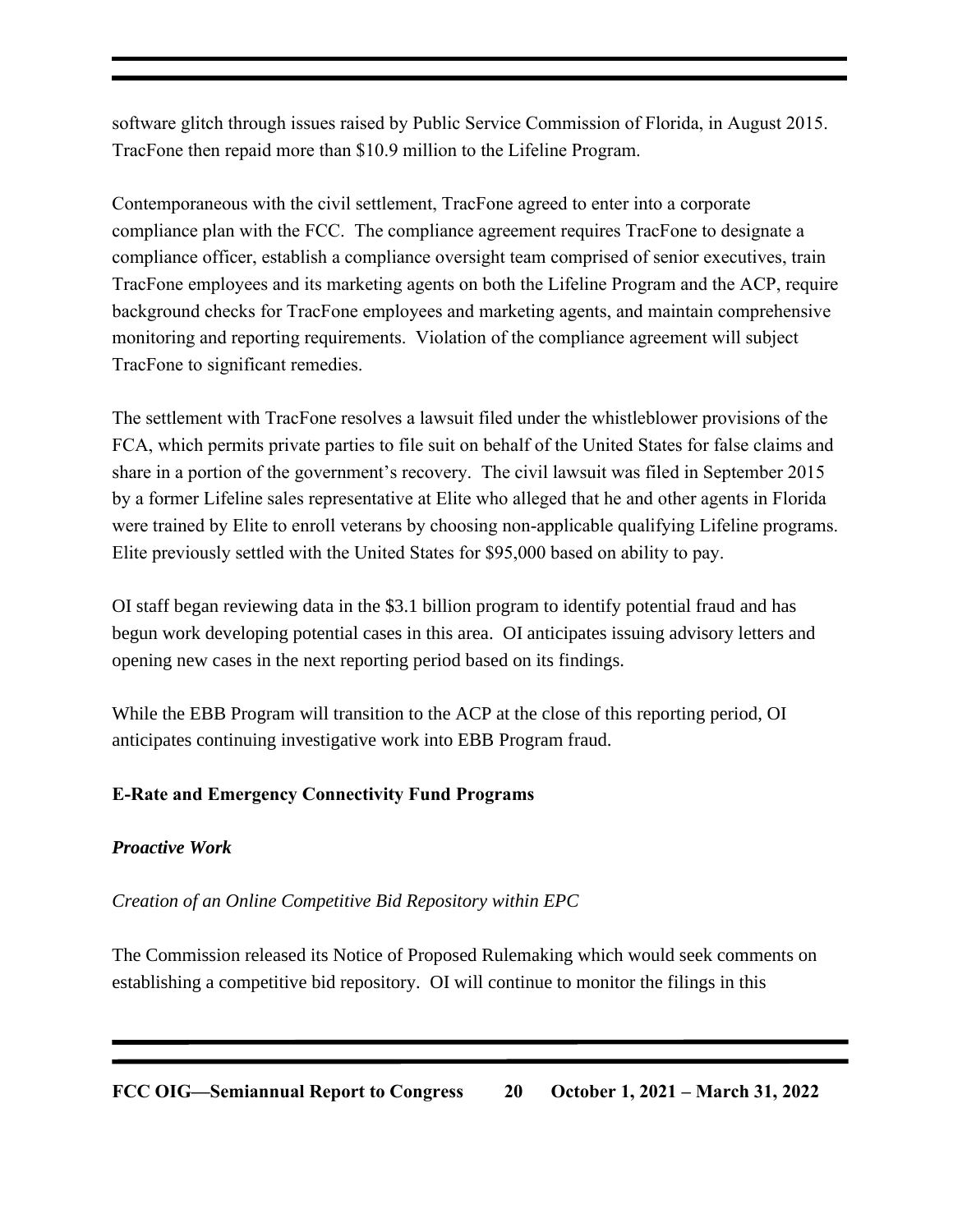software glitch through issues raised by Public Service Commission of Florida, in August 2015. TracFone then repaid more than $10.9 million to the Lifeline Program.

Contemporaneous with the civil settlement, TracFone agreed to enter into a corporate compliance plan with the FCC. The compliance agreement requires TracFone to designate a compliance officer, establish a compliance oversight team comprised of senior executives, train TracFone employees and its marketing agents on both the Lifeline Program and the ACP, require background checks for TracFone employees and marketing agents, and maintain comprehensive monitoring and reporting requirements. Violation of the compliance agreement will subject TracFone to significant remedies.

The settlement with TracFone resolves a lawsuit filed under the whistleblower provisions of the FCA, which permits private parties to file suit on behalf of the United States for false claims and share in a portion of the government's recovery. The civil lawsuit was filed in September 2015 by a former Lifeline sales representative at Elite who alleged that he and other agents in Florida were trained by Elite to enroll veterans by choosing non-applicable qualifying Lifeline programs. Elite previously settled with the United States for $95,000 based on ability to pay.

OI staff began reviewing data in the $3.1 billion program to identify potential fraud and has begun work developing potential cases in this area. OI anticipates issuing advisory letters and opening new cases in the next reporting period based on its findings.

While the EBB Program will transition to the ACP at the close of this reporting period, OI anticipates continuing investigative work into EBB Program fraud.

**E-Rate and Emergency Connectivity Fund Programs**

***Proactive Work***

*Creation of an Online Competitive Bid Repository within EPC*

The Commission released its Notice of Proposed Rulemaking which would seek comments on establishing a competitive bid repository. OI will continue to monitor the filings in this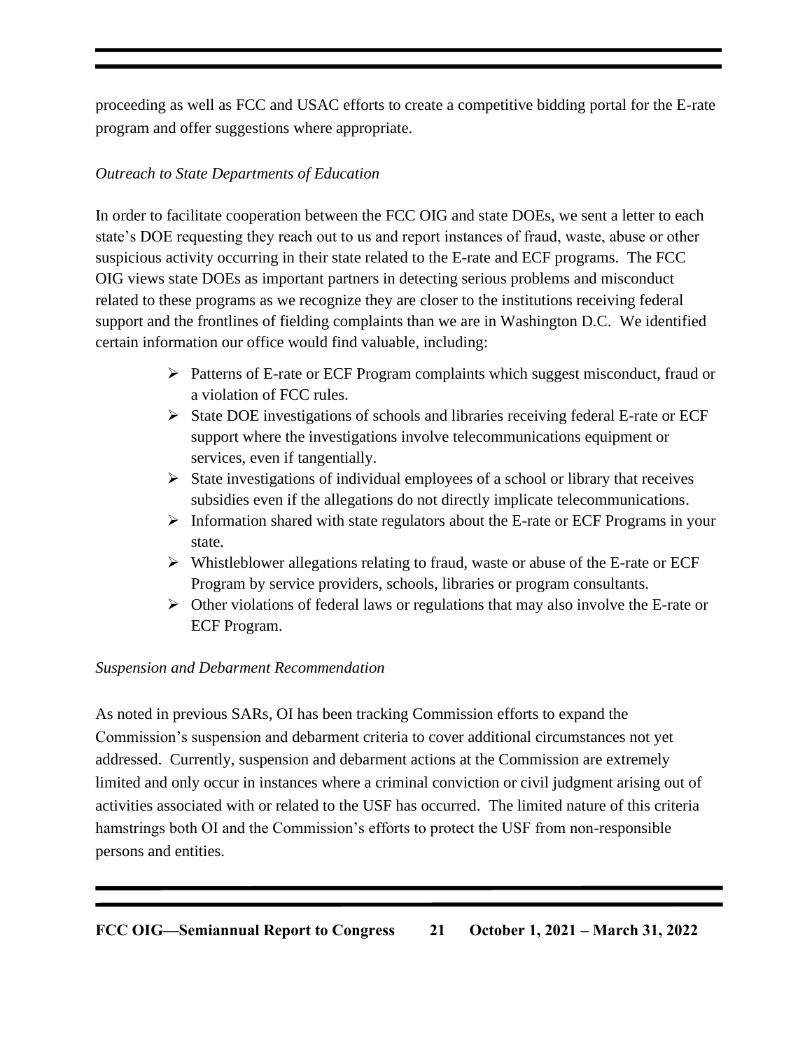proceeding as well as FCC and USAC efforts to create a competitive bidding portal for the E-rate program and offer suggestions where appropriate.

*Outreach to State Departments of Education*

In order to facilitate cooperation between the FCC OIG and state DOEs, we sent a letter to each state's DOE requesting they reach out to us and report instances of fraud, waste, abuse or other suspicious activity occurring in their state related to the E-rate and ECF programs. The FCC OIG views state DOEs as important partners in detecting serious problems and misconduct related to these programs as we recognize they are closer to the institutions receiving federal support and the frontlines of fielding complaints than we are in Washington D.C. We identified certain information our office would find valuable, including:

- Patterns of E-rate or ECF Program complaints which suggest misconduct, fraud or a violation of FCC rules.
- State DOE investigations of schools and libraries receiving federal E-rate or ECF support where the investigations involve telecommunications equipment or services, even if tangentially.
- State investigations of individual employees of a school or library that receives subsidies even if the allegations do not directly implicate telecommunications.
- Information shared with state regulators about the E-rate or ECF Programs in your state.
- Whistleblower allegations relating to fraud, waste or abuse of the E-rate or ECF Program by service providers, schools, libraries or program consultants.
- Other violations of federal laws or regulations that may also involve the E-rate or ECF Program.

*Suspension and Debarment Recommendation*

As noted in previous SARs, OI has been tracking Commission efforts to expand the Commission's suspension and debarment criteria to cover additional circumstances not yet addressed. Currently, suspension and debarment actions at the Commission are extremely limited and only occur in instances where a criminal conviction or civil judgment arising out of activities associated with or related to the USF has occurred. The limited nature of this criteria hamstrings both OI and the Commission's efforts to protect the USF from non-responsible persons and entities.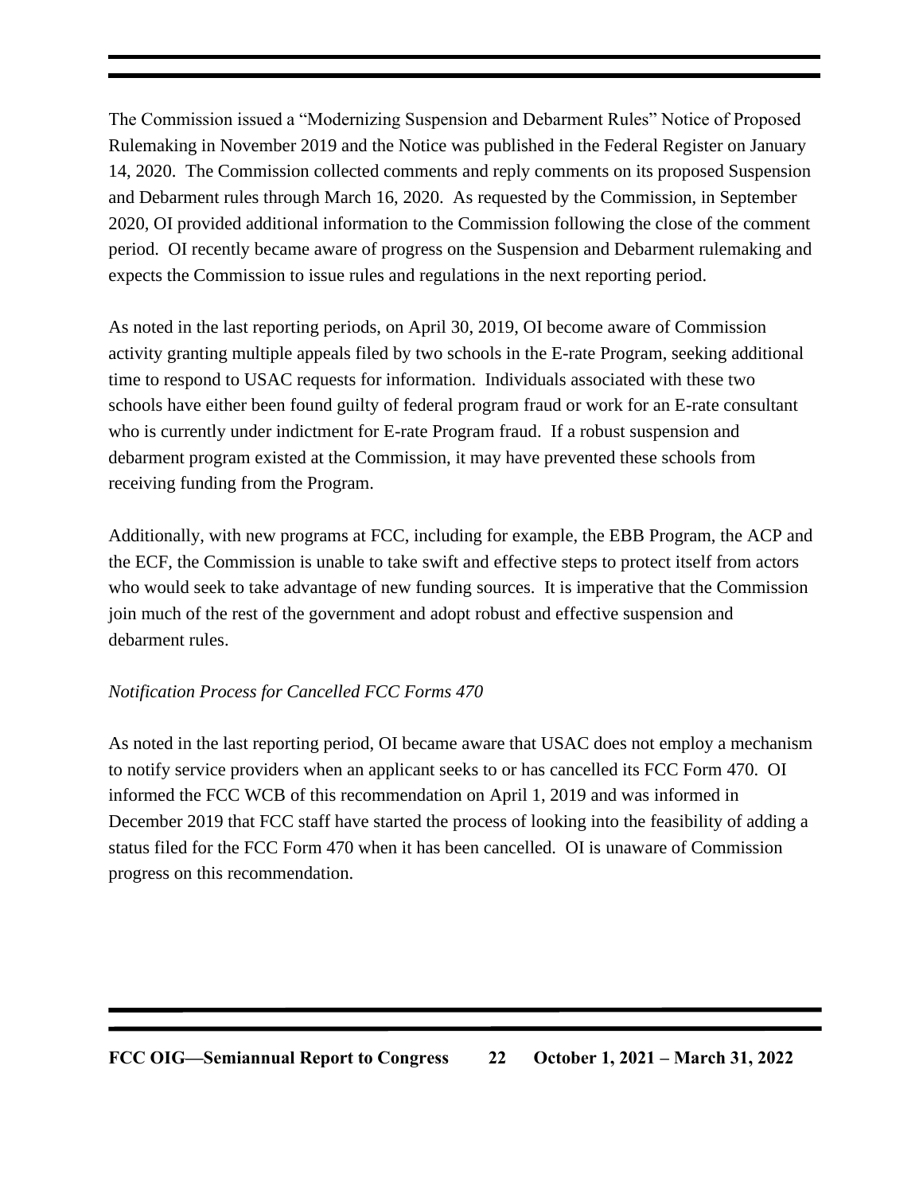The Commission issued a "Modernizing Suspension and Debarment Rules" Notice of Proposed Rulemaking in November 2019 and the Notice was published in the Federal Register on January 14, 2020. The Commission collected comments and reply comments on its proposed Suspension and Debarment rules through March 16, 2020. As requested by the Commission, in September 2020, OI provided additional information to the Commission following the close of the comment period. OI recently became aware of progress on the Suspension and Debarment rulemaking and expects the Commission to issue rules and regulations in the next reporting period.

As noted in the last reporting periods, on April 30, 2019, OI become aware of Commission activity granting multiple appeals filed by two schools in the E-rate Program, seeking additional time to respond to USAC requests for information. Individuals associated with these two schools have either been found guilty of federal program fraud or work for an E-rate consultant who is currently under indictment for E-rate Program fraud. If a robust suspension and debarment program existed at the Commission, it may have prevented these schools from receiving funding from the Program.

Additionally, with new programs at FCC, including for example, the EBB Program, the ACP and the ECF, the Commission is unable to take swift and effective steps to protect itself from actors who would seek to take advantage of new funding sources. It is imperative that the Commission join much of the rest of the government and adopt robust and effective suspension and debarment rules.

*Notification Process for Cancelled FCC Forms 470*

As noted in the last reporting period, OI became aware that USAC does not employ a mechanism to notify service providers when an applicant seeks to or has cancelled its FCC Form 470. OI informed the FCC WCB of this recommendation on April 1, 2019 and was informed in December 2019 that FCC staff have started the process of looking into the feasibility of adding a status filed for the FCC Form 470 when it has been cancelled. OI is unaware of Commission progress on this recommendation.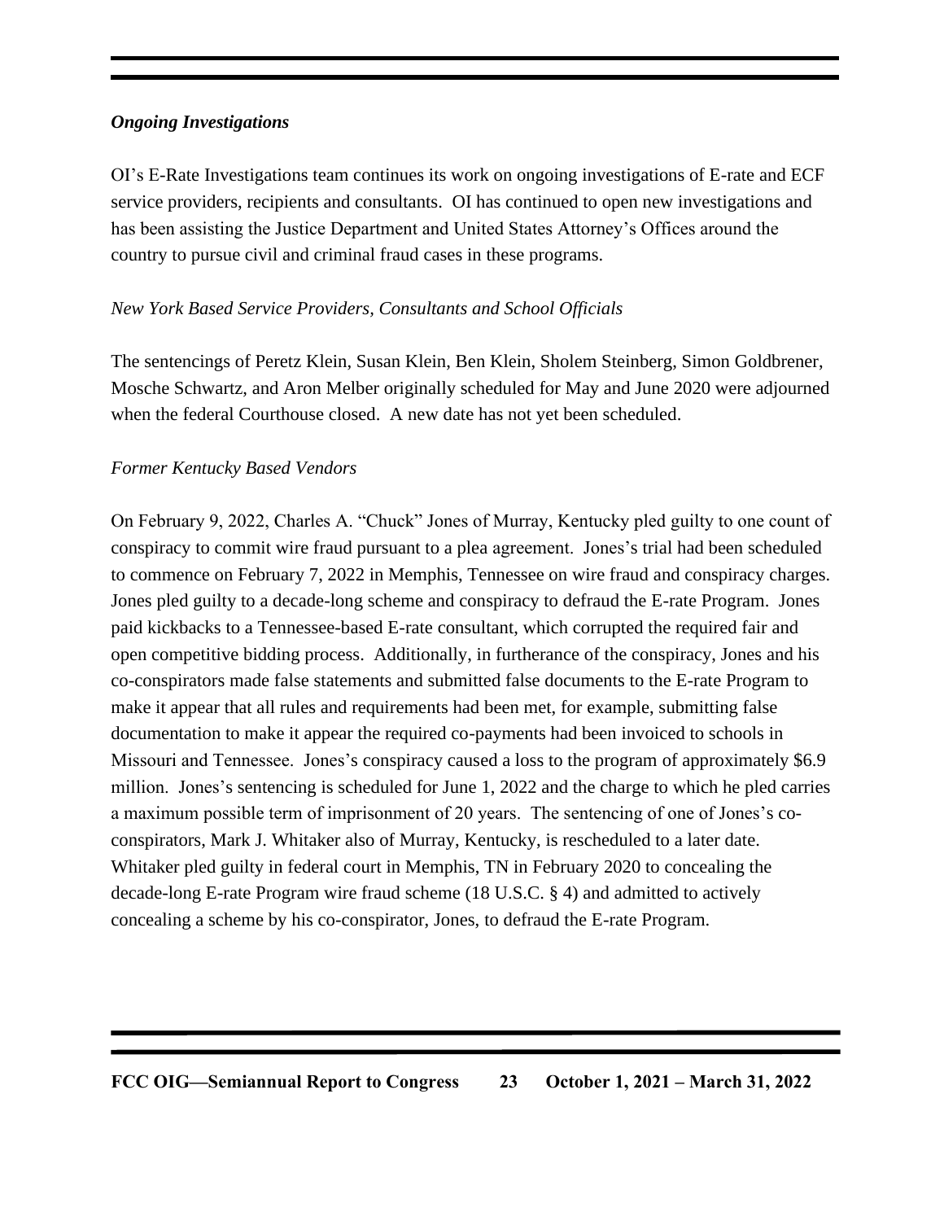***Ongoing Investigations***

OI's E-Rate Investigations team continues its work on ongoing investigations of E-rate and ECF service providers, recipients and consultants. OI has continued to open new investigations and has been assisting the Justice Department and United States Attorney's Offices around the country to pursue civil and criminal fraud cases in these programs.

*New York Based Service Providers, Consultants and School Officials*

The sentencings of Peretz Klein, Susan Klein, Ben Klein, Sholem Steinberg, Simon Goldbrener, Mosche Schwartz, and Aron Melber originally scheduled for May and June 2020 were adjourned when the federal Courthouse closed. A new date has not yet been scheduled.

*Former Kentucky Based Vendors*

On February 9, 2022, Charles A. "Chuck" Jones of Murray, Kentucky pled guilty to one count of conspiracy to commit wire fraud pursuant to a plea agreement. Jones's trial had been scheduled to commence on February 7, 2022 in Memphis, Tennessee on wire fraud and conspiracy charges. Jones pled guilty to a decade-long scheme and conspiracy to defraud the E-rate Program. Jones paid kickbacks to a Tennessee-based E-rate consultant, which corrupted the required fair and open competitive bidding process. Additionally, in furtherance of the conspiracy, Jones and his co-conspirators made false statements and submitted false documents to the E-rate Program to make it appear that all rules and requirements had been met, for example, submitting false documentation to make it appear the required co-payments had been invoiced to schools in Missouri and Tennessee. Jones's conspiracy caused a loss to the program of approximately \$6.9 million. Jones's sentencing is scheduled for June 1, 2022 and the charge to which he pled carries a maximum possible term of imprisonment of 20 years. The sentencing of one of Jones's co-conspirators, Mark J. Whitaker also of Murray, Kentucky, is rescheduled to a later date. Whitaker pled guilty in federal court in Memphis, TN in February 2020 to concealing the decade-long E-rate Program wire fraud scheme (18 U.S.C. § 4) and admitted to actively concealing a scheme by his co-conspirator, Jones, to defraud the E-rate Program.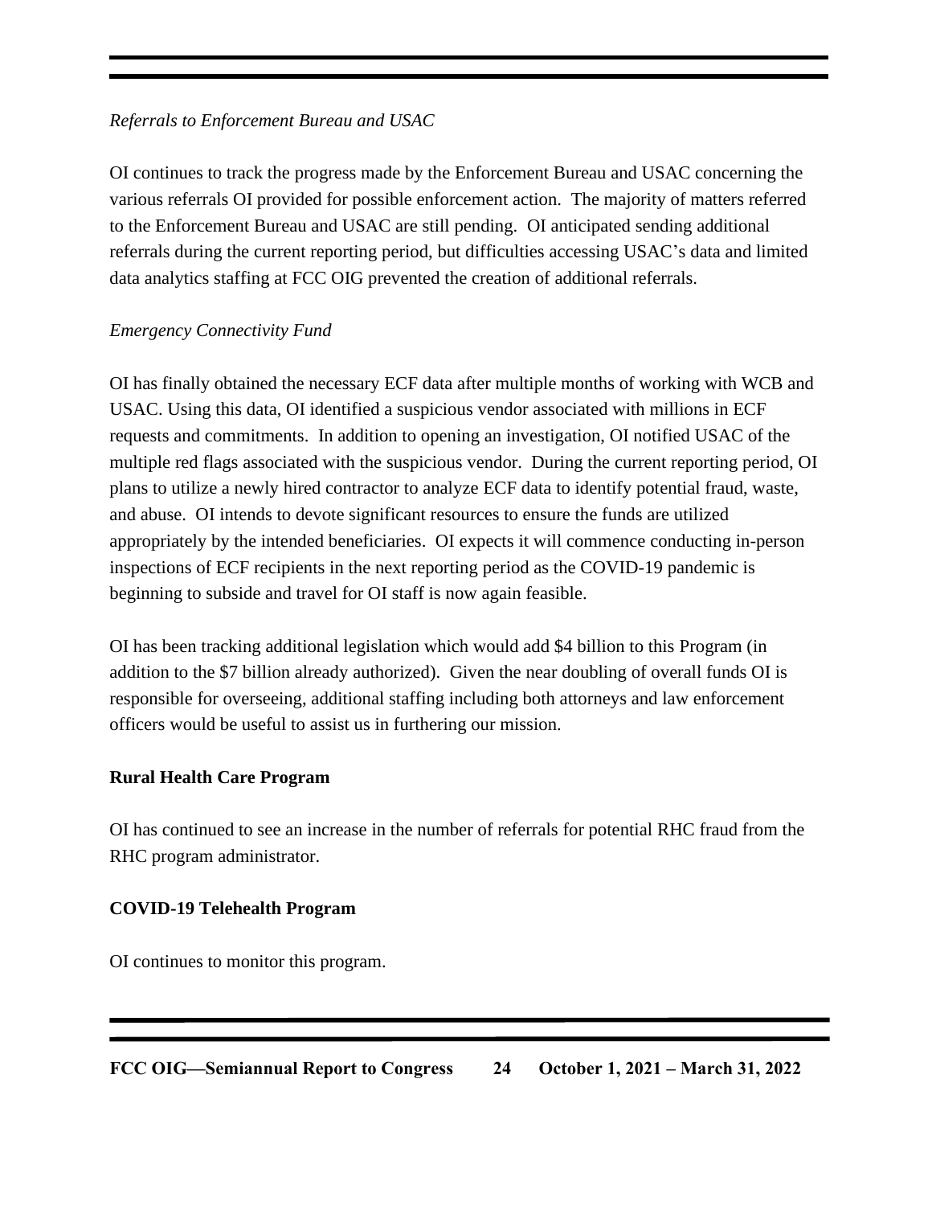*Referrals to Enforcement Bureau and USAC*

OI continues to track the progress made by the Enforcement Bureau and USAC concerning the various referrals OI provided for possible enforcement action. The majority of matters referred to the Enforcement Bureau and USAC are still pending. OI anticipated sending additional referrals during the current reporting period, but difficulties accessing USAC's data and limited data analytics staffing at FCC OIG prevented the creation of additional referrals.

*Emergency Connectivity Fund*

OI has finally obtained the necessary ECF data after multiple months of working with WCB and USAC. Using this data, OI identified a suspicious vendor associated with millions in ECF requests and commitments. In addition to opening an investigation, OI notified USAC of the multiple red flags associated with the suspicious vendor. During the current reporting period, OI plans to utilize a newly hired contractor to analyze ECF data to identify potential fraud, waste, and abuse. OI intends to devote significant resources to ensure the funds are utilized appropriately by the intended beneficiaries. OI expects it will commence conducting in-person inspections of ECF recipients in the next reporting period as the COVID-19 pandemic is beginning to subside and travel for OI staff is now again feasible.

OI has been tracking additional legislation which would add $4 billion to this Program (in addition to the $7 billion already authorized). Given the near doubling of overall funds OI is responsible for overseeing, additional staffing including both attorneys and law enforcement officers would be useful to assist us in furthering our mission.

**Rural Health Care Program**

OI has continued to see an increase in the number of referrals for potential RHC fraud from the RHC program administrator.

**COVID-19 Telehealth Program**

OI continues to monitor this program.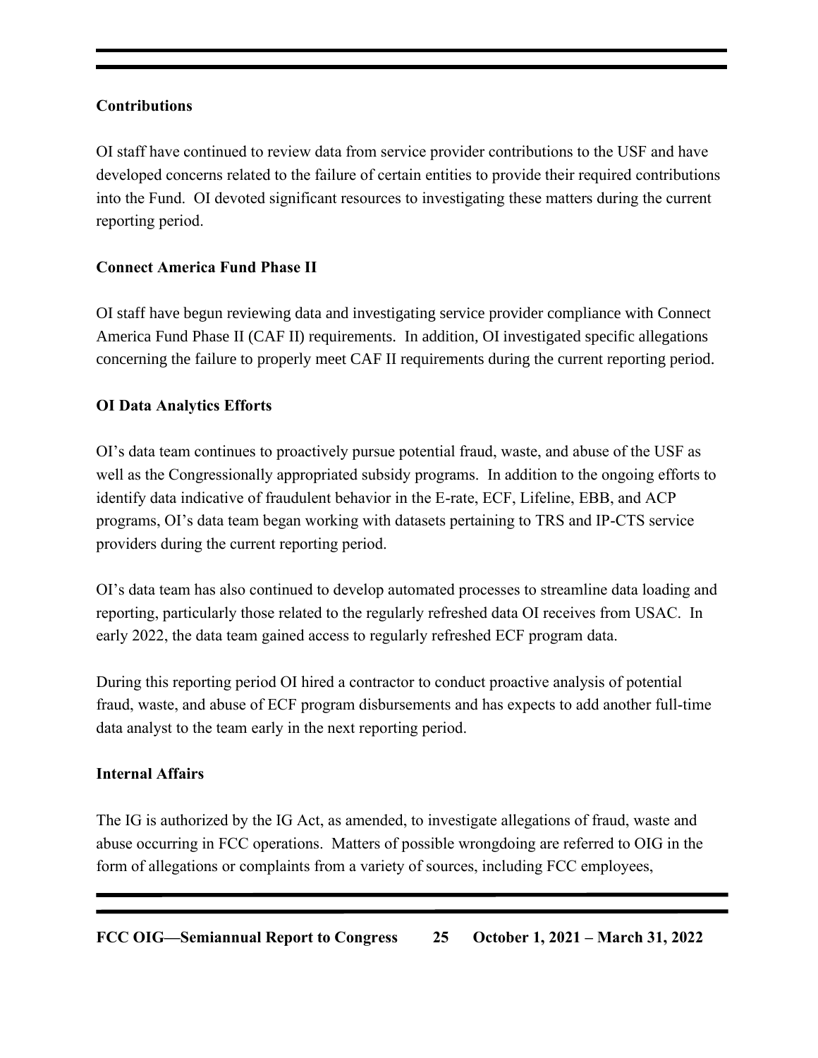**Contributions**

OI staff have continued to review data from service provider contributions to the USF and have developed concerns related to the failure of certain entities to provide their required contributions into the Fund. OI devoted significant resources to investigating these matters during the current reporting period.

**Connect America Fund Phase II**

OI staff have begun reviewing data and investigating service provider compliance with Connect America Fund Phase II (CAF II) requirements. In addition, OI investigated specific allegations concerning the failure to properly meet CAF II requirements during the current reporting period.

**OI Data Analytics Efforts**

OI's data team continues to proactively pursue potential fraud, waste, and abuse of the USF as well as the Congressionally appropriated subsidy programs. In addition to the ongoing efforts to identify data indicative of fraudulent behavior in the E-rate, ECF, Lifeline, EBB, and ACP programs, OI's data team began working with datasets pertaining to TRS and IP-CTS service providers during the current reporting period.

OI's data team has also continued to develop automated processes to streamline data loading and reporting, particularly those related to the regularly refreshed data OI receives from USAC. In early 2022, the data team gained access to regularly refreshed ECF program data.

During this reporting period OI hired a contractor to conduct proactive analysis of potential fraud, waste, and abuse of ECF program disbursements and has expects to add another full-time data analyst to the team early in the next reporting period.

**Internal Affairs**

The IG is authorized by the IG Act, as amended, to investigate allegations of fraud, waste and abuse occurring in FCC operations. Matters of possible wrongdoing are referred to OIG in the form of allegations or complaints from a variety of sources, including FCC employees,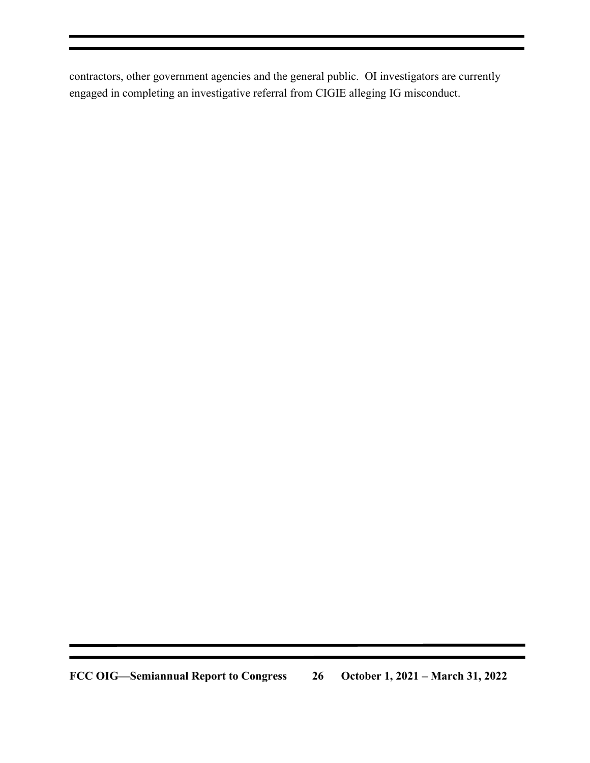contractors, other government agencies and the general public. OI investigators are currently engaged in completing an investigative referral from CIGIE alleging IG misconduct.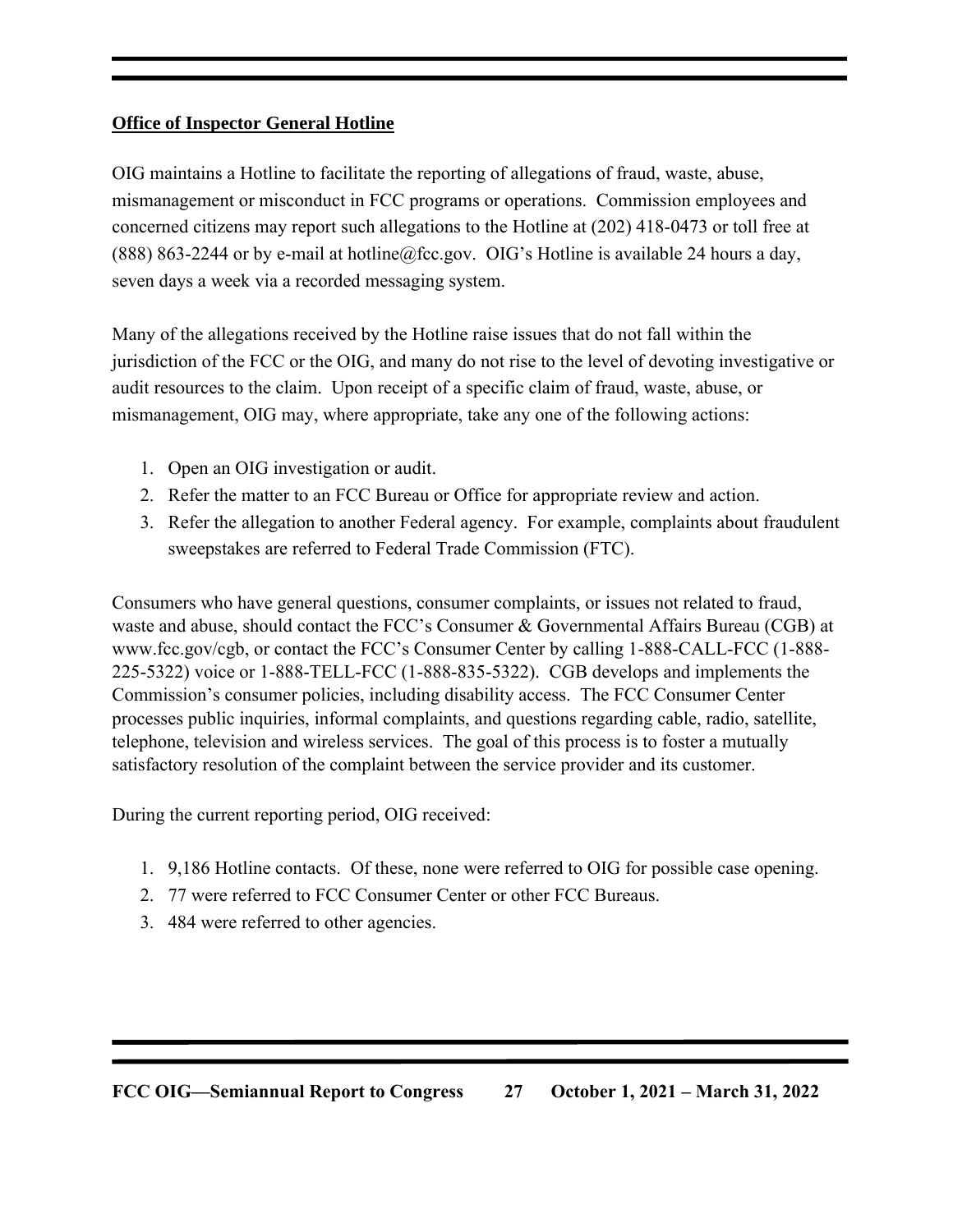## Office of Inspector General Hotline

OIG maintains a Hotline to facilitate the reporting of allegations of fraud, waste, abuse, mismanagement or misconduct in FCC programs or operations. Commission employees and concerned citizens may report such allegations to the Hotline at (202) 418-0473 or toll free at (888) 863-2244 or by e-mail at hotline@fcc.gov. OIG's Hotline is available 24 hours a day, seven days a week via a recorded messaging system.

Many of the allegations received by the Hotline raise issues that do not fall within the jurisdiction of the FCC or the OIG, and many do not rise to the level of devoting investigative or audit resources to the claim. Upon receipt of a specific claim of fraud, waste, abuse, or mismanagement, OIG may, where appropriate, take any one of the following actions:

1. Open an OIG investigation or audit.
2. Refer the matter to an FCC Bureau or Office for appropriate review and action.
3. Refer the allegation to another Federal agency. For example, complaints about fraudulent sweepstakes are referred to Federal Trade Commission (FTC).

Consumers who have general questions, consumer complaints, or issues not related to fraud, waste and abuse, should contact the FCC's Consumer & Governmental Affairs Bureau (CGB) at www.fcc.gov/cgb, or contact the FCC's Consumer Center by calling 1-888-CALL-FCC (1-888-225-5322) voice or 1-888-TELL-FCC (1-888-835-5322). CGB develops and implements the Commission's consumer policies, including disability access. The FCC Consumer Center processes public inquiries, informal complaints, and questions regarding cable, radio, satellite, telephone, television and wireless services. The goal of this process is to foster a mutually satisfactory resolution of the complaint between the service provider and its customer.

During the current reporting period, OIG received:

1. 9,186 Hotline contacts. Of these, none were referred to OIG for possible case opening.
2. 77 were referred to FCC Consumer Center or other FCC Bureaus.
3. 484 were referred to other agencies.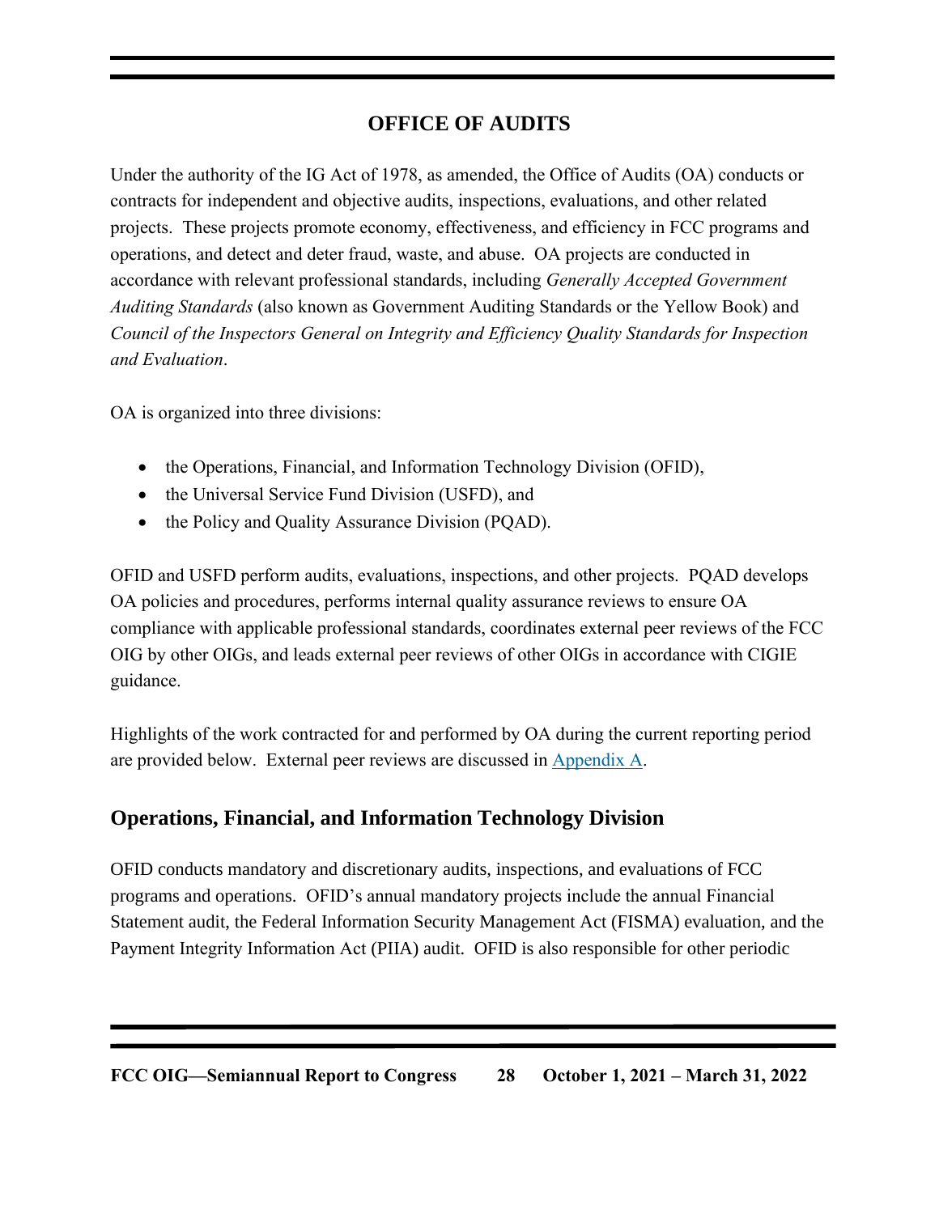# OFFICE OF AUDITS

Under the authority of the IG Act of 1978, as amended, the Office of Audits (OA) conducts or contracts for independent and objective audits, inspections, evaluations, and other related projects. These projects promote economy, effectiveness, and efficiency in FCC programs and operations, and detect and deter fraud, waste, and abuse. OA projects are conducted in accordance with relevant professional standards, including *Generally Accepted Government Auditing Standards* (also known as Government Auditing Standards or the Yellow Book) and *Council of the Inspectors General on Integrity and Efficiency Quality Standards for Inspection and Evaluation*.

OA is organized into three divisions:

- the Operations, Financial, and Information Technology Division (OFID),
- the Universal Service Fund Division (USFD), and
- the Policy and Quality Assurance Division (PQAD).

OFID and USFD perform audits, evaluations, inspections, and other projects. PQAD develops OA policies and procedures, performs internal quality assurance reviews to ensure OA compliance with applicable professional standards, coordinates external peer reviews of the FCC OIG by other OIGs, and leads external peer reviews of other OIGs in accordance with CIGIE guidance.

Highlights of the work contracted for and performed by OA during the current reporting period are provided below. External peer reviews are discussed in Appendix A.

## Operations, Financial, and Information Technology Division

OFID conducts mandatory and discretionary audits, inspections, and evaluations of FCC programs and operations. OFID's annual mandatory projects include the annual Financial Statement audit, the Federal Information Security Management Act (FISMA) evaluation, and the Payment Integrity Information Act (PIIA) audit. OFID is also responsible for other periodic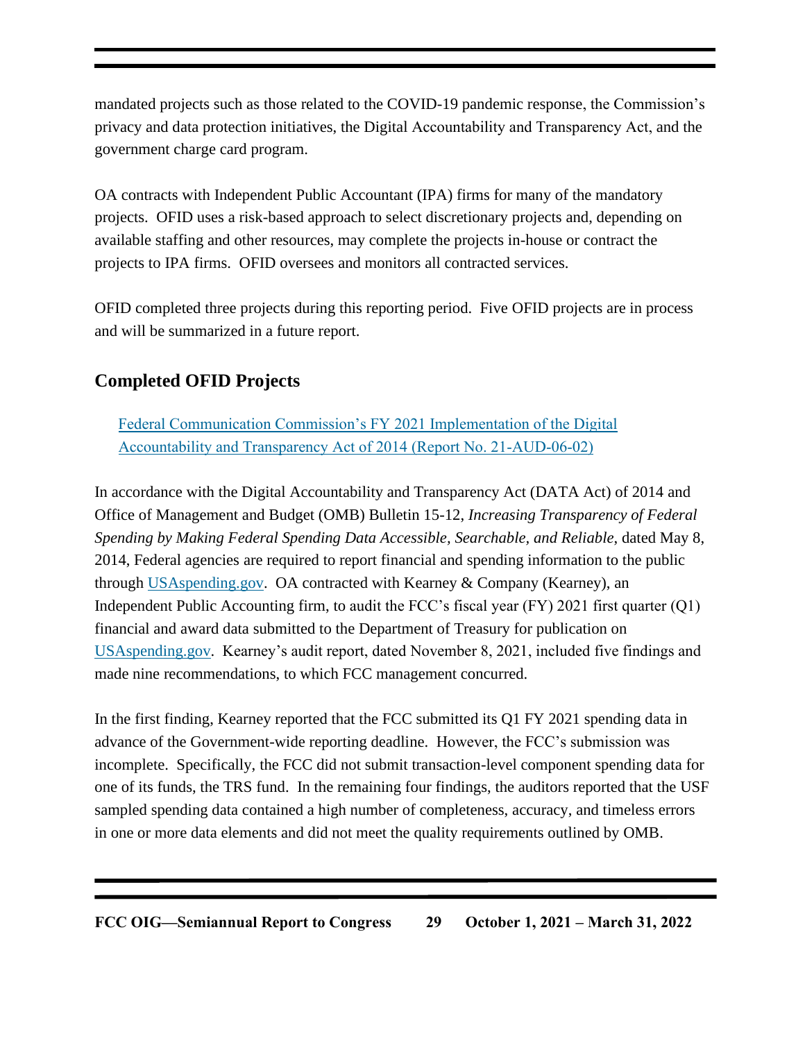mandated projects such as those related to the COVID-19 pandemic response, the Commission's privacy and data protection initiatives, the Digital Accountability and Transparency Act, and the government charge card program.

OA contracts with Independent Public Accountant (IPA) firms for many of the mandatory projects. OFID uses a risk-based approach to select discretionary projects and, depending on available staffing and other resources, may complete the projects in-house or contract the projects to IPA firms. OFID oversees and monitors all contracted services.

OFID completed three projects during this reporting period. Five OFID projects are in process and will be summarized in a future report.

## Completed OFID Projects

Federal Communication Commission's FY 2021 Implementation of the Digital Accountability and Transparency Act of 2014 (Report No. 21-AUD-06-02)

In accordance with the Digital Accountability and Transparency Act (DATA Act) of 2014 and Office of Management and Budget (OMB) Bulletin 15-12, *Increasing Transparency of Federal Spending by Making Federal Spending Data Accessible, Searchable, and Reliable*, dated May 8, 2014, Federal agencies are required to report financial and spending information to the public through USAspending.gov. OA contracted with Kearney & Company (Kearney), an Independent Public Accounting firm, to audit the FCC's fiscal year (FY) 2021 first quarter (Q1) financial and award data submitted to the Department of Treasury for publication on USAspending.gov. Kearney's audit report, dated November 8, 2021, included five findings and made nine recommendations, to which FCC management concurred.

In the first finding, Kearney reported that the FCC submitted its Q1 FY 2021 spending data in advance of the Government-wide reporting deadline. However, the FCC's submission was incomplete. Specifically, the FCC did not submit transaction-level component spending data for one of its funds, the TRS fund. In the remaining four findings, the auditors reported that the USF sampled spending data contained a high number of completeness, accuracy, and timeless errors in one or more data elements and did not meet the quality requirements outlined by OMB.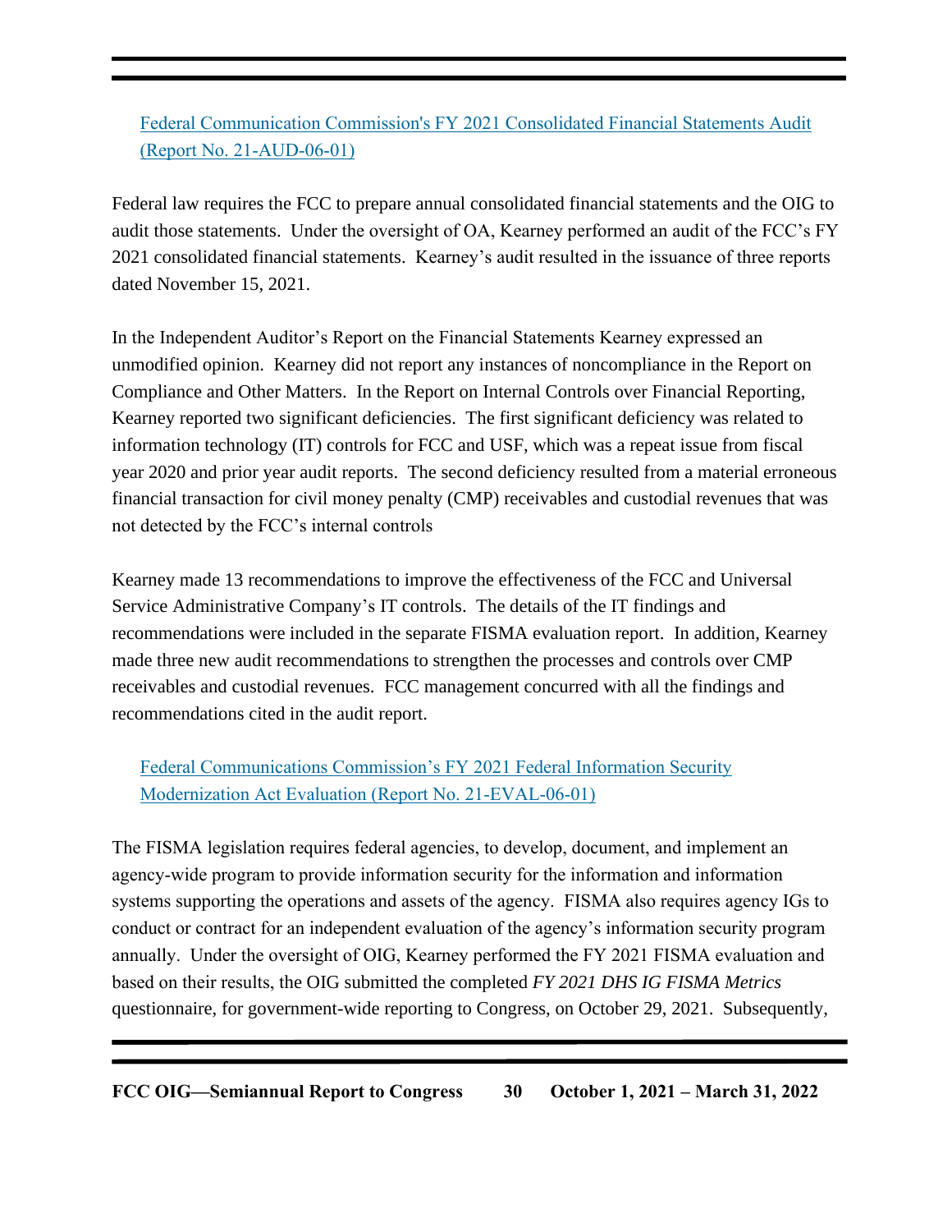### Federal Communication Commission's FY 2021 Consolidated Financial Statements Audit (Report No. 21-AUD-06-01)

Federal law requires the FCC to prepare annual consolidated financial statements and the OIG to audit those statements. Under the oversight of OA, Kearney performed an audit of the FCC's FY 2021 consolidated financial statements. Kearney's audit resulted in the issuance of three reports dated November 15, 2021.

In the Independent Auditor's Report on the Financial Statements Kearney expressed an unmodified opinion. Kearney did not report any instances of noncompliance in the Report on Compliance and Other Matters. In the Report on Internal Controls over Financial Reporting, Kearney reported two significant deficiencies. The first significant deficiency was related to information technology (IT) controls for FCC and USF, which was a repeat issue from fiscal year 2020 and prior year audit reports. The second deficiency resulted from a material erroneous financial transaction for civil money penalty (CMP) receivables and custodial revenues that was not detected by the FCC's internal controls

Kearney made 13 recommendations to improve the effectiveness of the FCC and Universal Service Administrative Company's IT controls. The details of the IT findings and recommendations were included in the separate FISMA evaluation report. In addition, Kearney made three new audit recommendations to strengthen the processes and controls over CMP receivables and custodial revenues. FCC management concurred with all the findings and recommendations cited in the audit report.

### Federal Communications Commission's FY 2021 Federal Information Security Modernization Act Evaluation (Report No. 21-EVAL-06-01)

The FISMA legislation requires federal agencies, to develop, document, and implement an agency-wide program to provide information security for the information and information systems supporting the operations and assets of the agency. FISMA also requires agency IGs to conduct or contract for an independent evaluation of the agency's information security program annually. Under the oversight of OIG, Kearney performed the FY 2021 FISMA evaluation and based on their results, the OIG submitted the completed *FY 2021 DHS IG FISMA Metrics* questionnaire, for government-wide reporting to Congress, on October 29, 2021. Subsequently,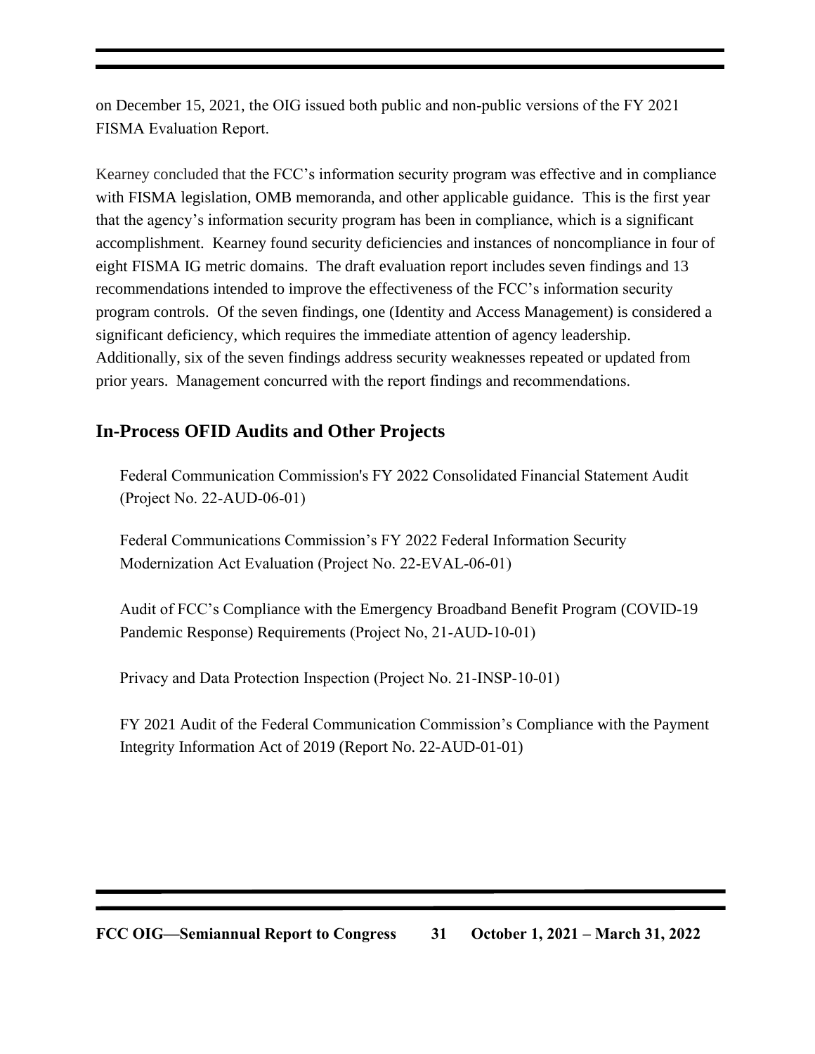on December 15, 2021, the OIG issued both public and non-public versions of the FY 2021 FISMA Evaluation Report.

Kearney concluded that the FCC's information security program was effective and in compliance with FISMA legislation, OMB memoranda, and other applicable guidance. This is the first year that the agency's information security program has been in compliance, which is a significant accomplishment. Kearney found security deficiencies and instances of noncompliance in four of eight FISMA IG metric domains. The draft evaluation report includes seven findings and 13 recommendations intended to improve the effectiveness of the FCC's information security program controls. Of the seven findings, one (Identity and Access Management) is considered a significant deficiency, which requires the immediate attention of agency leadership. Additionally, six of the seven findings address security weaknesses repeated or updated from prior years. Management concurred with the report findings and recommendations.

## In-Process OFID Audits and Other Projects

Federal Communication Commission's FY 2022 Consolidated Financial Statement Audit (Project No. 22-AUD-06-01)

Federal Communications Commission's FY 2022 Federal Information Security Modernization Act Evaluation (Project No. 22-EVAL-06-01)

Audit of FCC's Compliance with the Emergency Broadband Benefit Program (COVID-19 Pandemic Response) Requirements (Project No, 21-AUD-10-01)

Privacy and Data Protection Inspection (Project No. 21-INSP-10-01)

FY 2021 Audit of the Federal Communication Commission's Compliance with the Payment Integrity Information Act of 2019 (Report No. 22-AUD-01-01)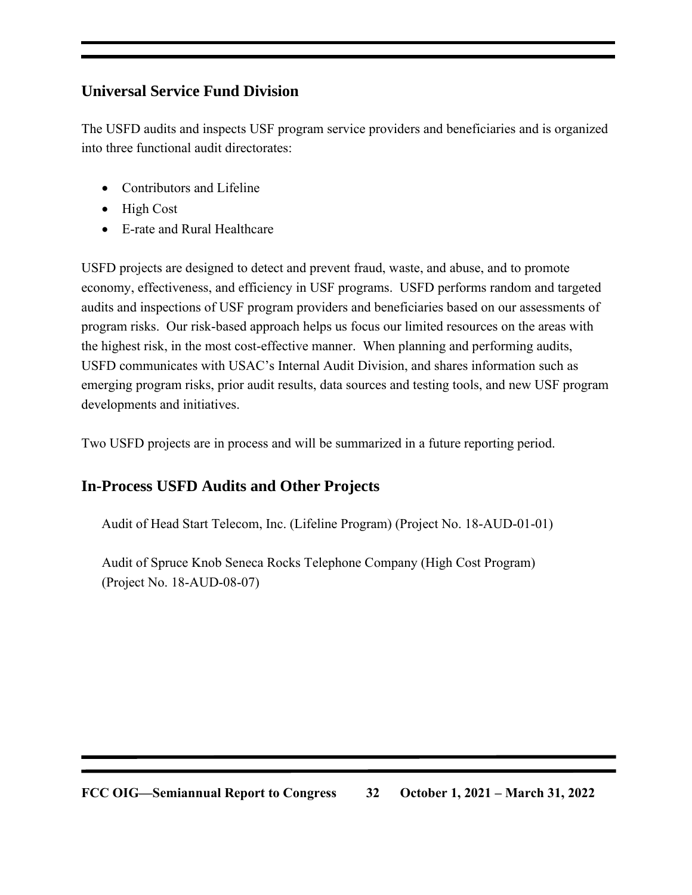## Universal Service Fund Division

The USFD audits and inspects USF program service providers and beneficiaries and is organized into three functional audit directorates:

- Contributors and Lifeline
- High Cost
- E-rate and Rural Healthcare

USFD projects are designed to detect and prevent fraud, waste, and abuse, and to promote economy, effectiveness, and efficiency in USF programs. USFD performs random and targeted audits and inspections of USF program providers and beneficiaries based on our assessments of program risks. Our risk-based approach helps us focus our limited resources on the areas with the highest risk, in the most cost-effective manner. When planning and performing audits, USFD communicates with USAC's Internal Audit Division, and shares information such as emerging program risks, prior audit results, data sources and testing tools, and new USF program developments and initiatives.

Two USFD projects are in process and will be summarized in a future reporting period.

## In-Process USFD Audits and Other Projects

Audit of Head Start Telecom, Inc. (Lifeline Program) (Project No. 18-AUD-01-01)

Audit of Spruce Knob Seneca Rocks Telephone Company (High Cost Program) (Project No. 18-AUD-08-07)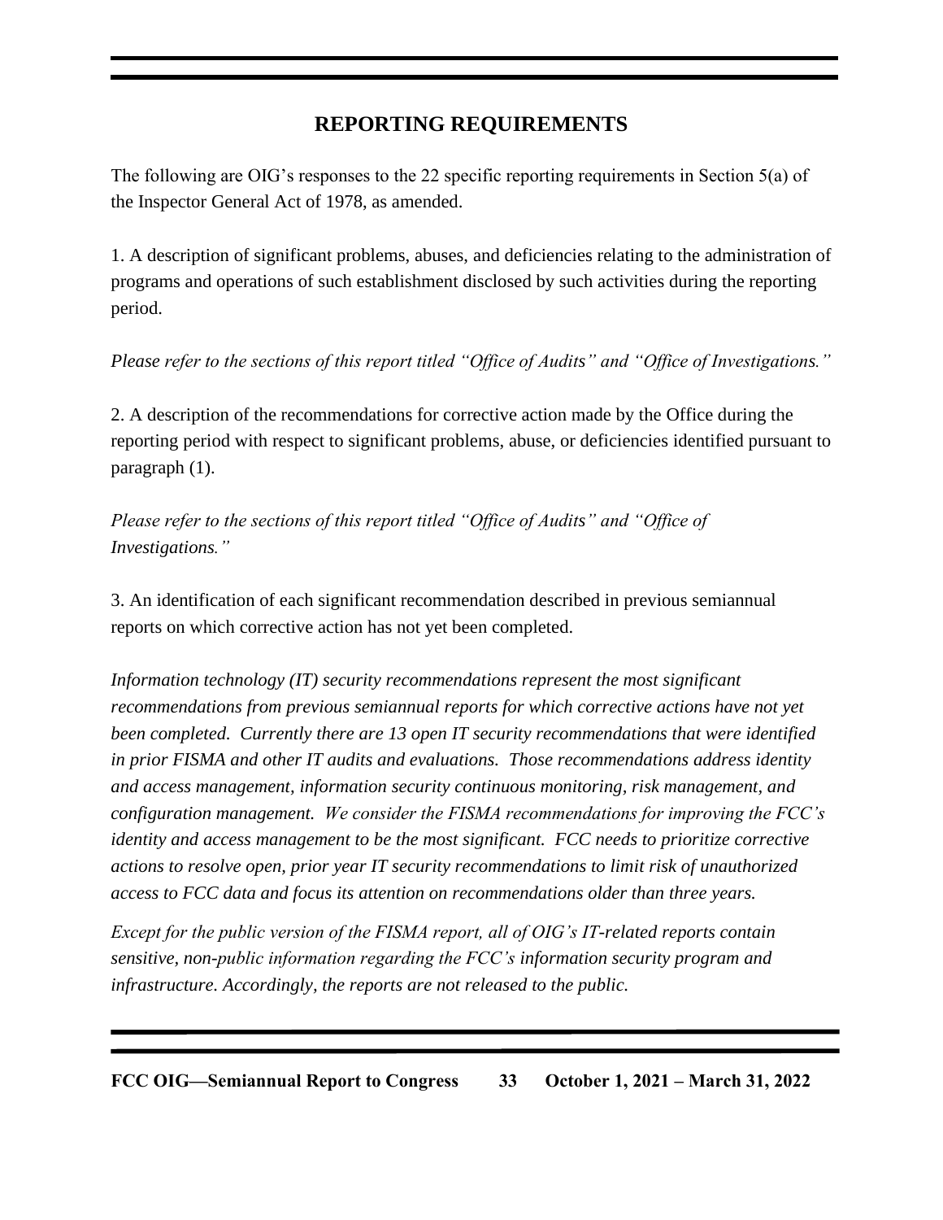# REPORTING REQUIREMENTS

The following are OIG's responses to the 22 specific reporting requirements in Section 5(a) of the Inspector General Act of 1978, as amended.

1. A description of significant problems, abuses, and deficiencies relating to the administration of programs and operations of such establishment disclosed by such activities during the reporting period.

*Please refer to the sections of this report titled "Office of Audits" and "Office of Investigations."*

2. A description of the recommendations for corrective action made by the Office during the reporting period with respect to significant problems, abuse, or deficiencies identified pursuant to paragraph (1).

*Please refer to the sections of this report titled "Office of Audits" and "Office of Investigations."*

3. An identification of each significant recommendation described in previous semiannual reports on which corrective action has not yet been completed.

*Information technology (IT) security recommendations represent the most significant recommendations from previous semiannual reports for which corrective actions have not yet been completed. Currently there are 13 open IT security recommendations that were identified in prior FISMA and other IT audits and evaluations. Those recommendations address identity and access management, information security continuous monitoring, risk management, and configuration management. We consider the FISMA recommendations for improving the FCC's identity and access management to be the most significant. FCC needs to prioritize corrective actions to resolve open, prior year IT security recommendations to limit risk of unauthorized access to FCC data and focus its attention on recommendations older than three years.*

*Except for the public version of the FISMA report, all of OIG's IT-related reports contain sensitive, non-public information regarding the FCC's information security program and infrastructure. Accordingly, the reports are not released to the public.*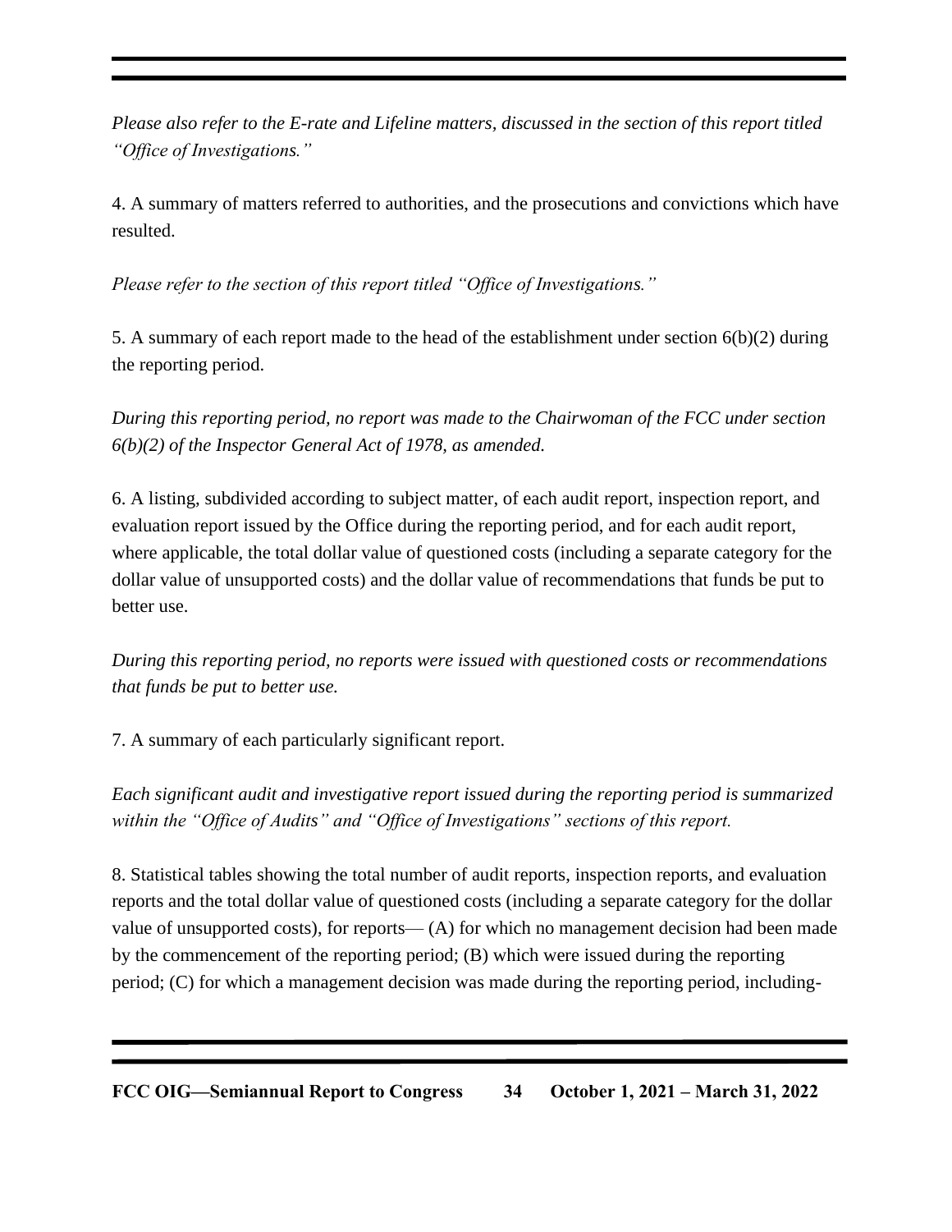*Please also refer to the E-rate and Lifeline matters, discussed in the section of this report titled "Office of Investigations."*

4. A summary of matters referred to authorities, and the prosecutions and convictions which have resulted.

*Please refer to the section of this report titled "Office of Investigations."*

5. A summary of each report made to the head of the establishment under section 6(b)(2) during the reporting period.

*During this reporting period, no report was made to the Chairwoman of the FCC under section 6(b)(2) of the Inspector General Act of 1978, as amended.*

6. A listing, subdivided according to subject matter, of each audit report, inspection report, and evaluation report issued by the Office during the reporting period, and for each audit report, where applicable, the total dollar value of questioned costs (including a separate category for the dollar value of unsupported costs) and the dollar value of recommendations that funds be put to better use.

*During this reporting period, no reports were issued with questioned costs or recommendations that funds be put to better use.*

7. A summary of each particularly significant report.

*Each significant audit and investigative report issued during the reporting period is summarized within the "Office of Audits" and "Office of Investigations" sections of this report.*

8. Statistical tables showing the total number of audit reports, inspection reports, and evaluation reports and the total dollar value of questioned costs (including a separate category for the dollar value of unsupported costs), for reports— (A) for which no management decision had been made by the commencement of the reporting period; (B) which were issued during the reporting period; (C) for which a management decision was made during the reporting period, including-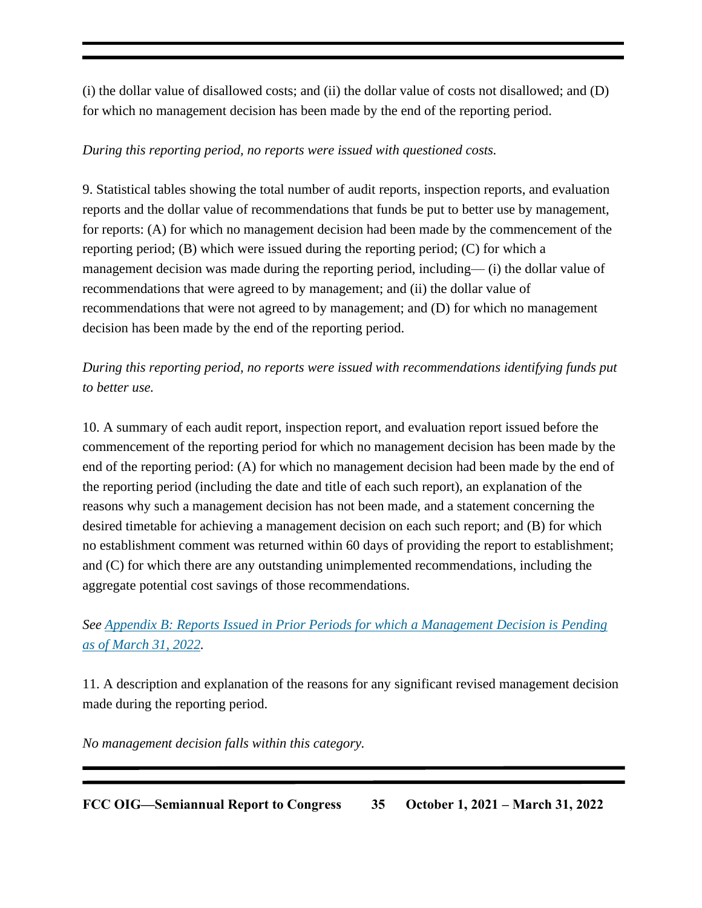(i) the dollar value of disallowed costs; and (ii) the dollar value of costs not disallowed; and (D) for which no management decision has been made by the end of the reporting period.

*During this reporting period, no reports were issued with questioned costs.*

9. Statistical tables showing the total number of audit reports, inspection reports, and evaluation reports and the dollar value of recommendations that funds be put to better use by management, for reports: (A) for which no management decision had been made by the commencement of the reporting period; (B) which were issued during the reporting period; (C) for which a management decision was made during the reporting period, including— (i) the dollar value of recommendations that were agreed to by management; and (ii) the dollar value of recommendations that were not agreed to by management; and (D) for which no management decision has been made by the end of the reporting period.

*During this reporting period, no reports were issued with recommendations identifying funds put to better use.*

10. A summary of each audit report, inspection report, and evaluation report issued before the commencement of the reporting period for which no management decision has been made by the end of the reporting period: (A) for which no management decision had been made by the end of the reporting period (including the date and title of each such report), an explanation of the reasons why such a management decision has not been made, and a statement concerning the desired timetable for achieving a management decision on each such report; and (B) for which no establishment comment was returned within 60 days of providing the report to establishment; and (C) for which there are any outstanding unimplemented recommendations, including the aggregate potential cost savings of those recommendations.

*See Appendix B: Reports Issued in Prior Periods for which a Management Decision is Pending as of March 31, 2022.*

11. A description and explanation of the reasons for any significant revised management decision made during the reporting period.

*No management decision falls within this category.*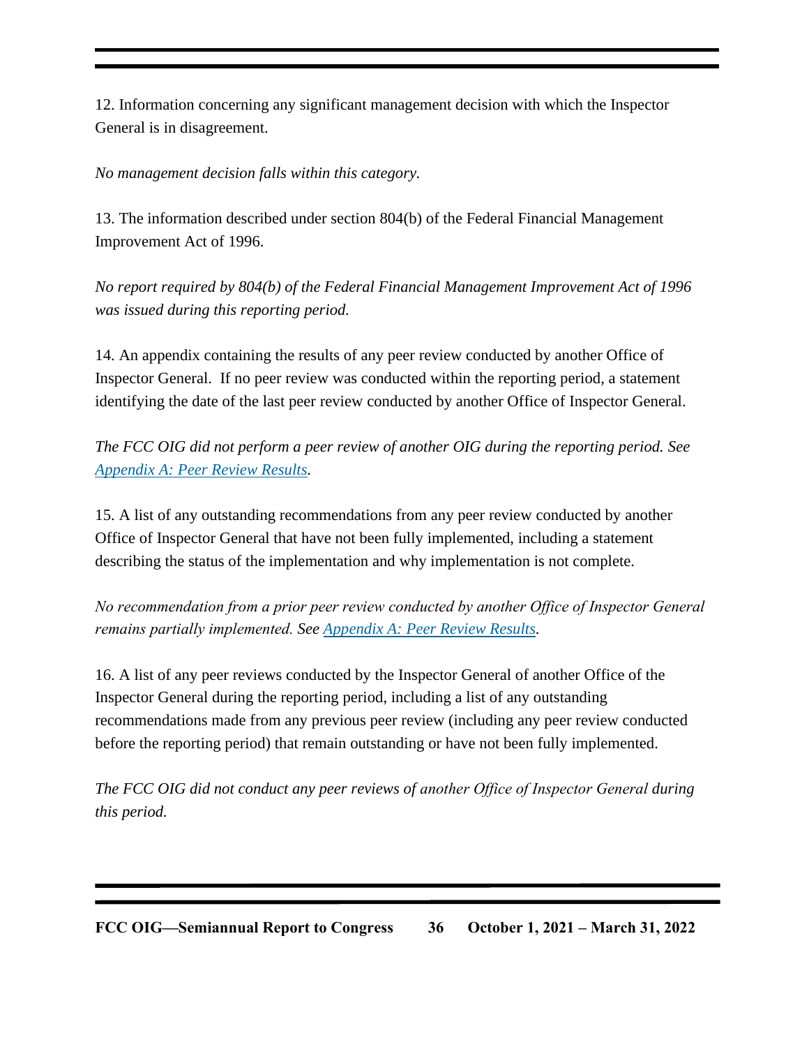12. Information concerning any significant management decision with which the Inspector General is in disagreement.

*No management decision falls within this category.*

13. The information described under section 804(b) of the Federal Financial Management Improvement Act of 1996.

*No report required by 804(b) of the Federal Financial Management Improvement Act of 1996 was issued during this reporting period.*

14. An appendix containing the results of any peer review conducted by another Office of Inspector General. If no peer review was conducted within the reporting period, a statement identifying the date of the last peer review conducted by another Office of Inspector General.

*The FCC OIG did not perform a peer review of another OIG during the reporting period. See [Appendix A: Peer Review Results](#).*

15. A list of any outstanding recommendations from any peer review conducted by another Office of Inspector General that have not been fully implemented, including a statement describing the status of the implementation and why implementation is not complete.

*No recommendation from a prior peer review conducted by another Office of Inspector General remains partially implemented. See [Appendix A: Peer Review Results](#).*

16. A list of any peer reviews conducted by the Inspector General of another Office of the Inspector General during the reporting period, including a list of any outstanding recommendations made from any previous peer review (including any peer review conducted before the reporting period) that remain outstanding or have not been fully implemented.

*The FCC OIG did not conduct any peer reviews of another Office of Inspector General during this period.*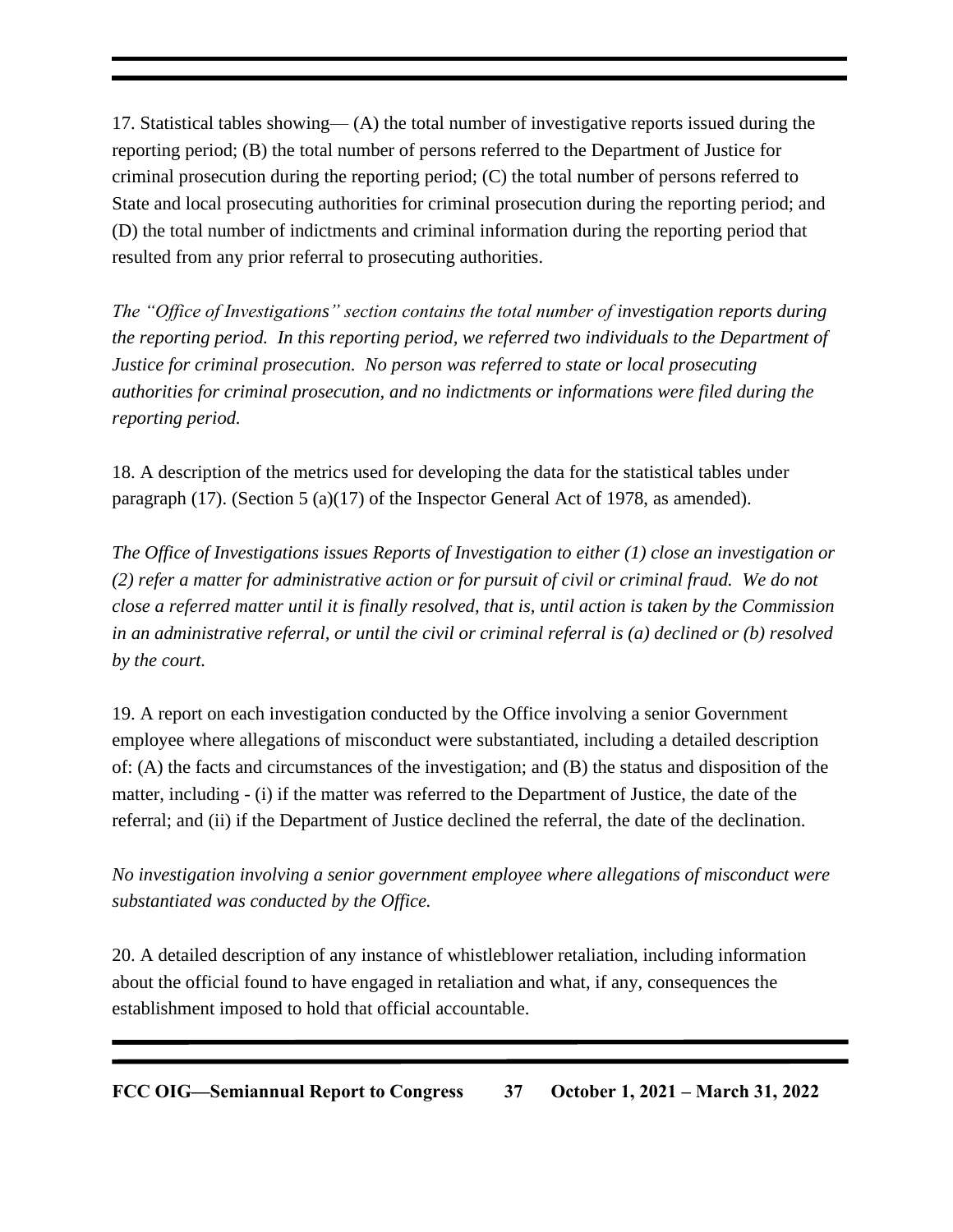17. Statistical tables showing— (A) the total number of investigative reports issued during the reporting period; (B) the total number of persons referred to the Department of Justice for criminal prosecution during the reporting period; (C) the total number of persons referred to State and local prosecuting authorities for criminal prosecution during the reporting period; and (D) the total number of indictments and criminal information during the reporting period that resulted from any prior referral to prosecuting authorities.

*The "Office of Investigations" section contains the total number of investigation reports during the reporting period. In this reporting period, we referred two individuals to the Department of Justice for criminal prosecution. No person was referred to state or local prosecuting authorities for criminal prosecution, and no indictments or informations were filed during the reporting period.*

18. A description of the metrics used for developing the data for the statistical tables under paragraph (17). (Section 5 (a)(17) of the Inspector General Act of 1978, as amended).

*The Office of Investigations issues Reports of Investigation to either (1) close an investigation or (2) refer a matter for administrative action or for pursuit of civil or criminal fraud. We do not close a referred matter until it is finally resolved, that is, until action is taken by the Commission in an administrative referral, or until the civil or criminal referral is (a) declined or (b) resolved by the court.*

19. A report on each investigation conducted by the Office involving a senior Government employee where allegations of misconduct were substantiated, including a detailed description of: (A) the facts and circumstances of the investigation; and (B) the status and disposition of the matter, including - (i) if the matter was referred to the Department of Justice, the date of the referral; and (ii) if the Department of Justice declined the referral, the date of the declination.

*No investigation involving a senior government employee where allegations of misconduct were substantiated was conducted by the Office.*

20. A detailed description of any instance of whistleblower retaliation, including information about the official found to have engaged in retaliation and what, if any, consequences the establishment imposed to hold that official accountable.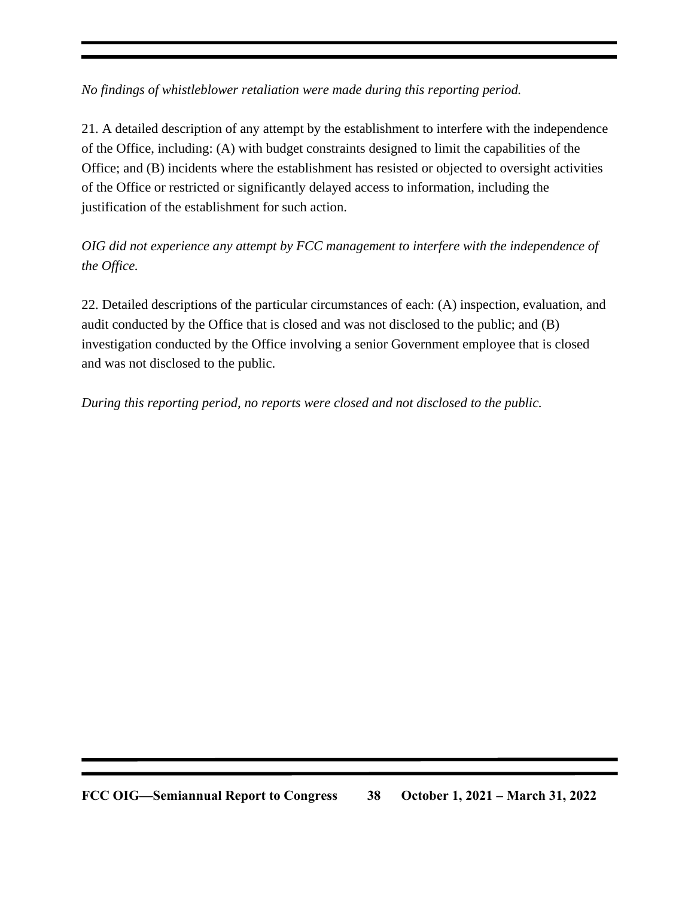*No findings of whistleblower retaliation were made during this reporting period.*

21. A detailed description of any attempt by the establishment to interfere with the independence of the Office, including: (A) with budget constraints designed to limit the capabilities of the Office; and (B) incidents where the establishment has resisted or objected to oversight activities of the Office or restricted or significantly delayed access to information, including the justification of the establishment for such action.

*OIG did not experience any attempt by FCC management to interfere with the independence of the Office.*

22. Detailed descriptions of the particular circumstances of each: (A) inspection, evaluation, and audit conducted by the Office that is closed and was not disclosed to the public; and (B) investigation conducted by the Office involving a senior Government employee that is closed and was not disclosed to the public.

*During this reporting period, no reports were closed and not disclosed to the public.*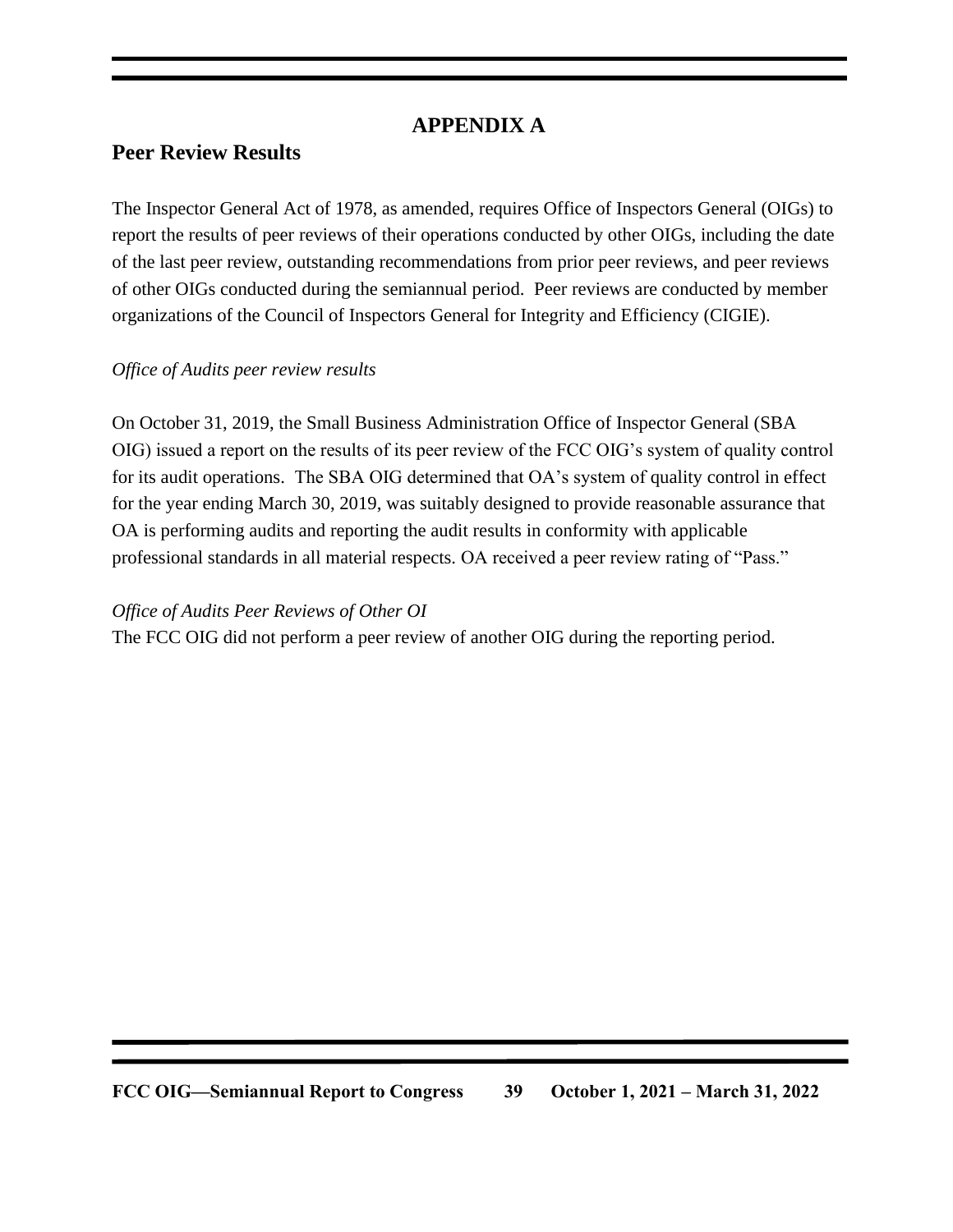# APPENDIX A

## Peer Review Results

The Inspector General Act of 1978, as amended, requires Office of Inspectors General (OIGs) to report the results of peer reviews of their operations conducted by other OIGs, including the date of the last peer review, outstanding recommendations from prior peer reviews, and peer reviews of other OIGs conducted during the semiannual period. Peer reviews are conducted by member organizations of the Council of Inspectors General for Integrity and Efficiency (CIGIE).

*Office of Audits peer review results*

On October 31, 2019, the Small Business Administration Office of Inspector General (SBA OIG) issued a report on the results of its peer review of the FCC OIG's system of quality control for its audit operations. The SBA OIG determined that OA's system of quality control in effect for the year ending March 30, 2019, was suitably designed to provide reasonable assurance that OA is performing audits and reporting the audit results in conformity with applicable professional standards in all material respects. OA received a peer review rating of "Pass."

*Office of Audits Peer Reviews of Other OI*

The FCC OIG did not perform a peer review of another OIG during the reporting period.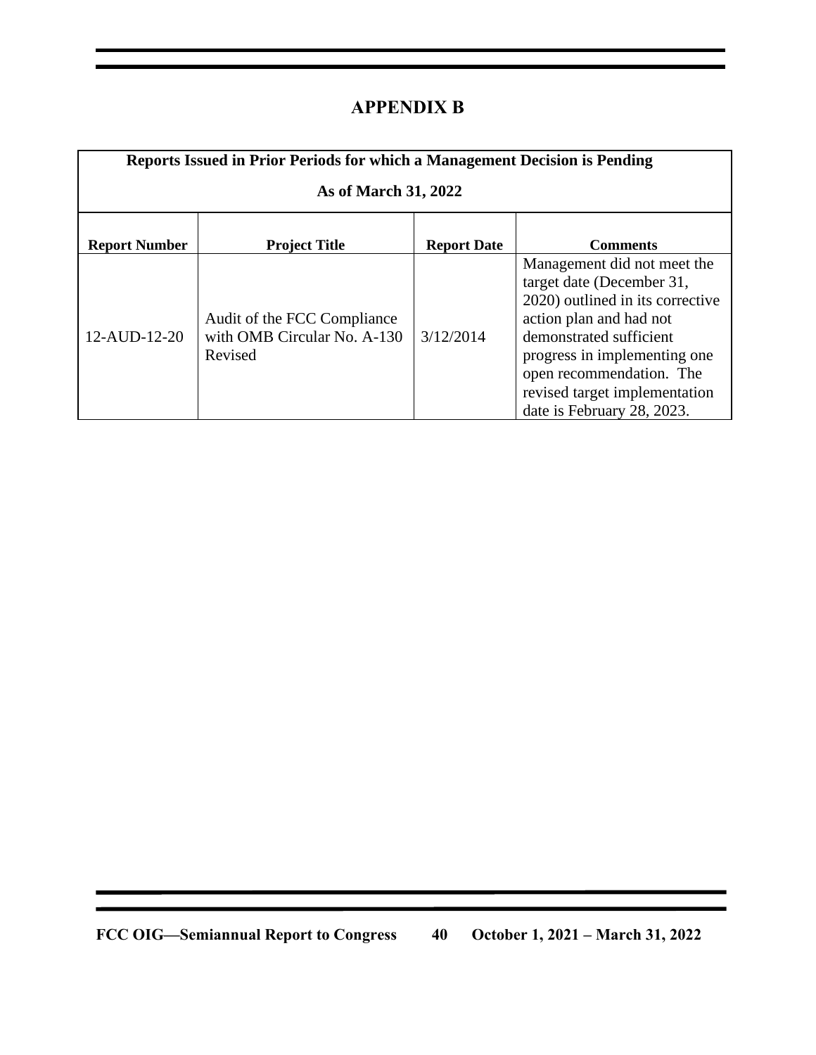# APPENDIX B

| Reports Issued in Prior Periods for which a Management Decision is Pending<br>As of March 31, 2022 | | | |
|---|---|---|---|
| **Report Number** | **Project Title** | **Report Date** | **Comments** |
| 12-AUD-12-20 | Audit of the FCC Compliance with OMB Circular No. A-130 Revised | 3/12/2014 | Management did not meet the target date (December 31, 2020) outlined in its corrective action plan and had not demonstrated sufficient progress in implementing one open recommendation. The revised target implementation date is February 28, 2023. |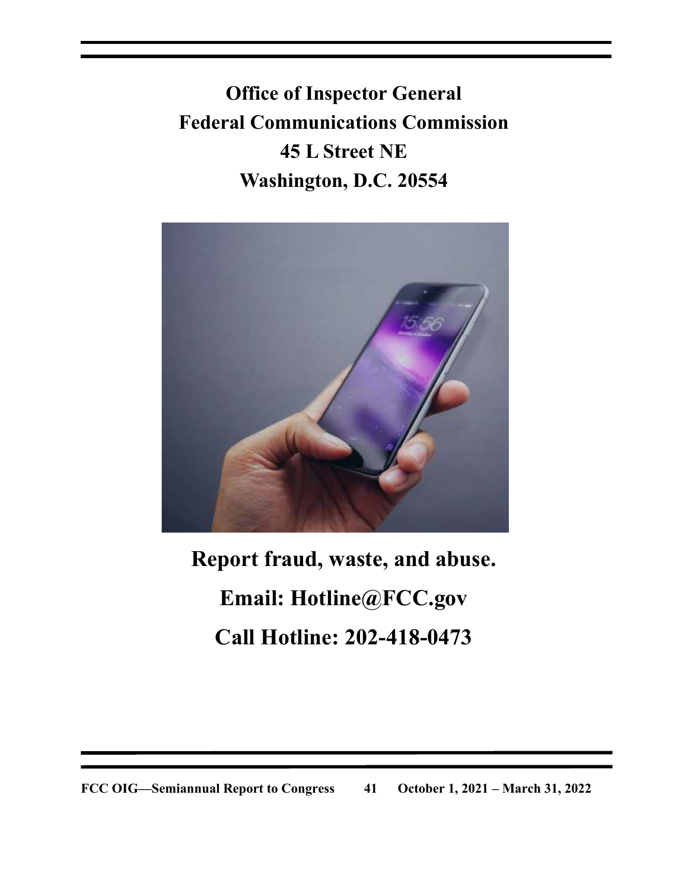**Office of Inspector General**
**Federal Communications Commission**
**45 L Street NE**
**Washington, D.C. 20554**

**Report fraud, waste, and abuse.**

**Email: Hotline@FCC.gov**

**Call Hotline: 202-418-0473**